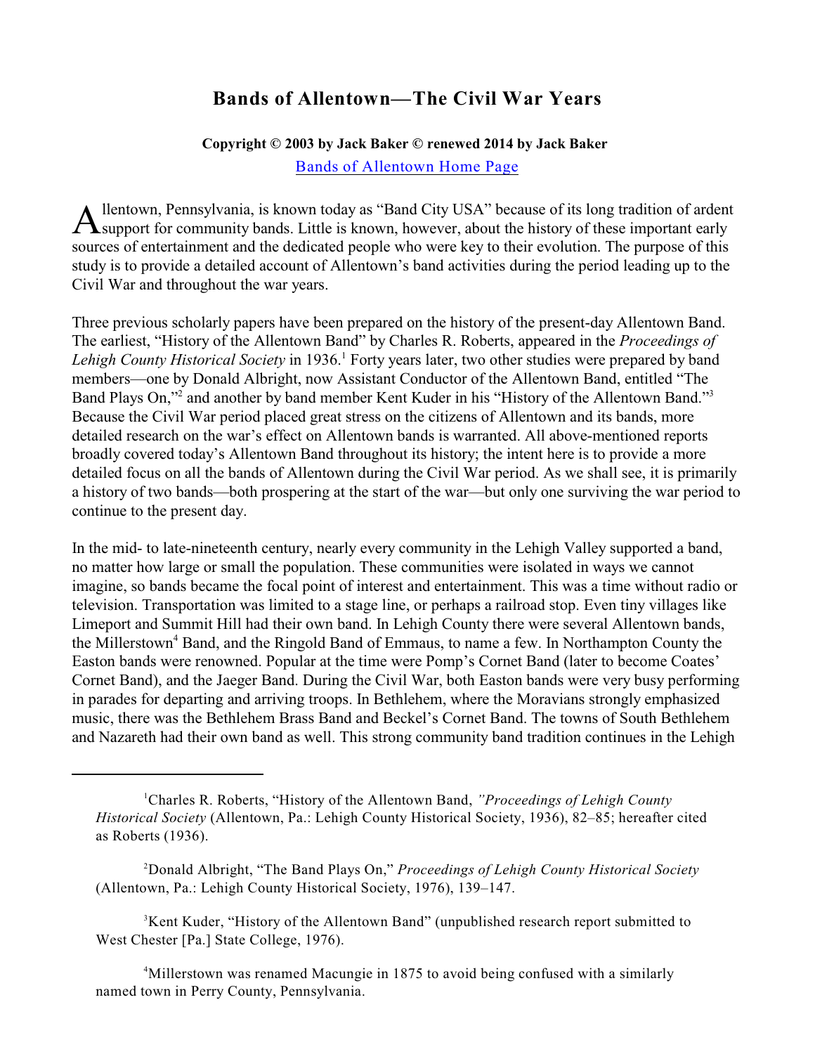# Bands of Allentown—The Civil War Years

**Copyright © 2003 by Jack Baker © renewed 2014 by Jack Baker**

Bands of Allentown Home Page

Allentown, Pennsylvania, is known today as "Band City USA" because of its long tradition of ardent support for community bands. Little is known, however, about the history of these important early sources of entertainment and the dedicated people who were key to their evolution. The purpose of this study is to provide a detailed account of Allentown's band activities during the period leading up to the Civil War and throughout the war years.

Three previous scholarly papers have been prepared on the history of the present-day Allentown Band. The earliest, "History of the Allentown Band" by Charles R. Roberts, appeared in the *Proceedings of Lehigh County Historical Society* in 1936.[1] Forty years later, two other studies were prepared by band members—one by Donald Albright, now Assistant Conductor of the Allentown Band, entitled "The Band Plays On,"[2] and another by band member Kent Kuder in his "History of the Allentown Band."[3] Because the Civil War period placed great stress on the citizens of Allentown and its bands, more detailed research on the war's effect on Allentown bands is warranted. All above-mentioned reports broadly covered today's Allentown Band throughout its history; the intent here is to provide a more detailed focus on all the bands of Allentown during the Civil War period. As we shall see, it is primarily a history of two bands—both prospering at the start of the war—but only one surviving the war period to continue to the present day.

In the mid- to late-nineteenth century, nearly every community in the Lehigh Valley supported a band, no matter how large or small the population. These communities were isolated in ways we cannot imagine, so bands became the focal point of interest and entertainment. This was a time without radio or television. Transportation was limited to a stage line, or perhaps a railroad stop. Even tiny villages like Limeport and Summit Hill had their own band. In Lehigh County there were several Allentown bands, the Millerstown[4] Band, and the Ringold Band of Emmaus, to name a few. In Northampton County the Easton bands were renowned. Popular at the time were Pomp's Cornet Band (later to become Coates' Cornet Band), and the Jaeger Band. During the Civil War, both Easton bands were very busy performing in parades for departing and arriving troops. In Bethlehem, where the Moravians strongly emphasized music, there was the Bethlehem Brass Band and Beckel's Cornet Band. The towns of South Bethlehem and Nazareth had their own band as well. This strong community band tradition continues in the Lehigh

---

[1] Charles R. Roberts, "History of the Allentown Band, *"Proceedings of Lehigh County Historical Society* (Allentown, Pa.: Lehigh County Historical Society, 1936), 82–85; hereafter cited as Roberts (1936).

[2] Donald Albright, "The Band Plays On," *Proceedings of Lehigh County Historical Society* (Allentown, Pa.: Lehigh County Historical Society, 1976), 139–147.

[3] Kent Kuder, "History of the Allentown Band" (unpublished research report submitted to West Chester [Pa.] State College, 1976).

[4] Millerstown was renamed Macungie in 1875 to avoid being confused with a similarly named town in Perry County, Pennsylvania.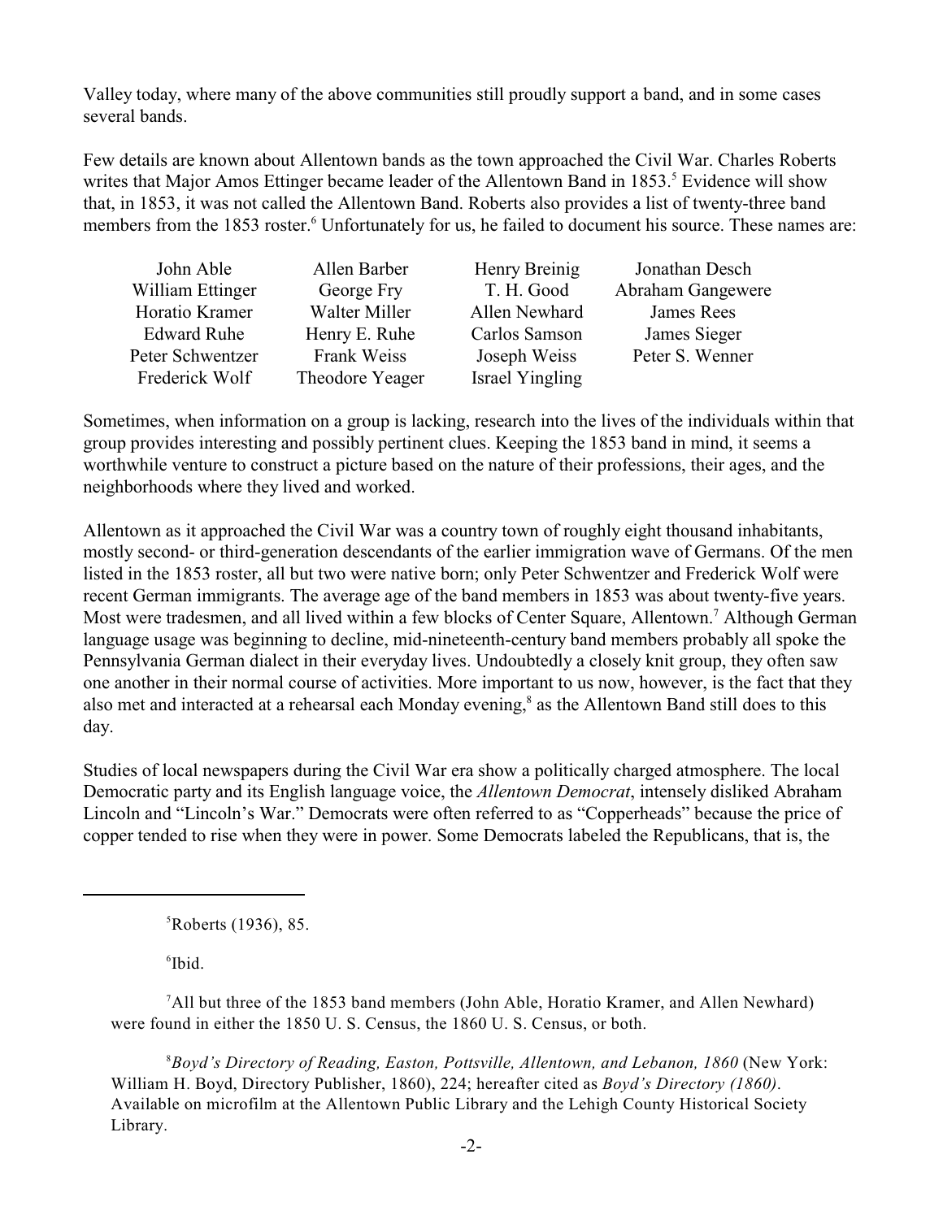Valley today, where many of the above communities still proudly support a band, and in some cases several bands.

Few details are known about Allentown bands as the town approached the Civil War. Charles Roberts writes that Major Amos Ettinger became leader of the Allentown Band in 1853.[5] Evidence will show that, in 1853, it was not called the Allentown Band. Roberts also provides a list of twenty-three band members from the 1853 roster.[6] Unfortunately for us, he failed to document his source. These names are:

| | | | |
|---|---|---|---|
| John Able | Allen Barber | Henry Breinig | Jonathan Desch |
| William Ettinger | George Fry | T. H. Good | Abraham Gangewere |
| Horatio Kramer | Walter Miller | Allen Newhard | James Rees |
| Edward Ruhe | Henry E. Ruhe | Carlos Samson | James Sieger |
| Peter Schwentzer | Frank Weiss | Joseph Weiss | Peter S. Wenner |
| Frederick Wolf | Theodore Yeager | Israel Yingling | |

Sometimes, when information on a group is lacking, research into the lives of the individuals within that group provides interesting and possibly pertinent clues. Keeping the 1853 band in mind, it seems a worthwhile venture to construct a picture based on the nature of their professions, their ages, and the neighborhoods where they lived and worked.

Allentown as it approached the Civil War was a country town of roughly eight thousand inhabitants, mostly second- or third-generation descendants of the earlier immigration wave of Germans. Of the men listed in the 1853 roster, all but two were native born; only Peter Schwentzer and Frederick Wolf were recent German immigrants. The average age of the band members in 1853 was about twenty-five years. Most were tradesmen, and all lived within a few blocks of Center Square, Allentown.[7] Although German language usage was beginning to decline, mid-nineteenth-century band members probably all spoke the Pennsylvania German dialect in their everyday lives. Undoubtedly a closely knit group, they often saw one another in their normal course of activities. More important to us now, however, is the fact that they also met and interacted at a rehearsal each Monday evening,[8] as the Allentown Band still does to this day.

Studies of local newspapers during the Civil War era show a politically charged atmosphere. The local Democratic party and its English language voice, the *Allentown Democrat*, intensely disliked Abraham Lincoln and "Lincoln's War." Democrats were often referred to as "Copperheads" because the price of copper tended to rise when they were in power. Some Democrats labeled the Republicans, that is, the

---

[5]Roberts (1936), 85.

[6]Ibid.

[7]All but three of the 1853 band members (John Able, Horatio Kramer, and Allen Newhard) were found in either the 1850 U. S. Census, the 1860 U. S. Census, or both.

[8]*Boyd's Directory of Reading, Easton, Pottsville, Allentown, and Lebanon, 1860* (New York: William H. Boyd, Directory Publisher, 1860), 224; hereafter cited as *Boyd's Directory (1860)*. Available on microfilm at the Allentown Public Library and the Lehigh County Historical Society Library.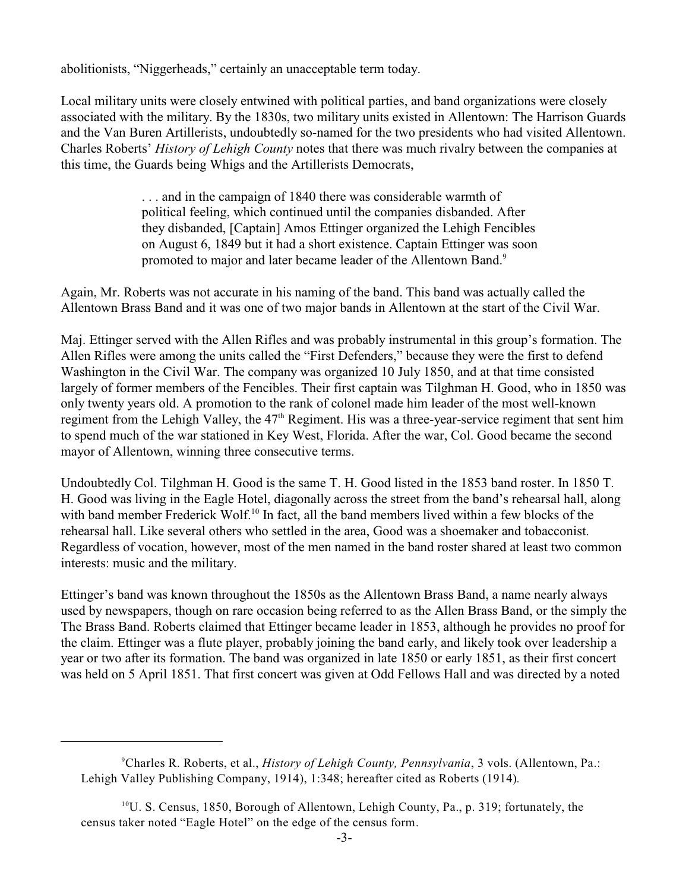abolitionists, “Niggerheads,” certainly an unacceptable term today.

Local military units were closely entwined with political parties, and band organizations were closely associated with the military. By the 1830s, two military units existed in Allentown: The Harrison Guards and the Van Buren Artillerists, undoubtedly so-named for the two presidents who had visited Allentown. Charles Roberts’ *History of Lehigh County* notes that there was much rivalry between the companies at this time, the Guards being Whigs and the Artillerists Democrats,

> . . . and in the campaign of 1840 there was considerable warmth of political feeling, which continued until the companies disbanded. After they disbanded, [Captain] Amos Ettinger organized the Lehigh Fencibles on August 6, 1849 but it had a short existence. Captain Ettinger was soon promoted to major and later became leader of the Allentown Band.[9]

Again, Mr. Roberts was not accurate in his naming of the band. This band was actually called the Allentown Brass Band and it was one of two major bands in Allentown at the start of the Civil War.

Maj. Ettinger served with the Allen Rifles and was probably instrumental in this group’s formation. The Allen Rifles were among the units called the “First Defenders,” because they were the first to defend Washington in the Civil War. The company was organized 10 July 1850, and at that time consisted largely of former members of the Fencibles. Their first captain was Tilghman H. Good, who in 1850 was only twenty years old. A promotion to the rank of colonel made him leader of the most well-known regiment from the Lehigh Valley, the 47th Regiment. His was a three-year-service regiment that sent him to spend much of the war stationed in Key West, Florida. After the war, Col. Good became the second mayor of Allentown, winning three consecutive terms.

Undoubtedly Col. Tilghman H. Good is the same T. H. Good listed in the 1853 band roster. In 1850 T. H. Good was living in the Eagle Hotel, diagonally across the street from the band’s rehearsal hall, along with band member Frederick Wolf.[10] In fact, all the band members lived within a few blocks of the rehearsal hall. Like several others who settled in the area, Good was a shoemaker and tobacconist. Regardless of vocation, however, most of the men named in the band roster shared at least two common interests: music and the military.

Ettinger’s band was known throughout the 1850s as the Allentown Brass Band, a name nearly always used by newspapers, though on rare occasion being referred to as the Allen Brass Band, or the simply the The Brass Band. Roberts claimed that Ettinger became leader in 1853, although he provides no proof for the claim. Ettinger was a flute player, probably joining the band early, and likely took over leadership a year or two after its formation. The band was organized in late 1850 or early 1851, as their first concert was held on 5 April 1851. That first concert was given at Odd Fellows Hall and was directed by a noted

---

[9] Charles R. Roberts, et al., *History of Lehigh County, Pennsylvania*, 3 vols. (Allentown, Pa.: Lehigh Valley Publishing Company, 1914), 1:348; hereafter cited as Roberts (1914).

[10] U. S. Census, 1850, Borough of Allentown, Lehigh County, Pa., p. 319; fortunately, the census taker noted “Eagle Hotel” on the edge of the census form.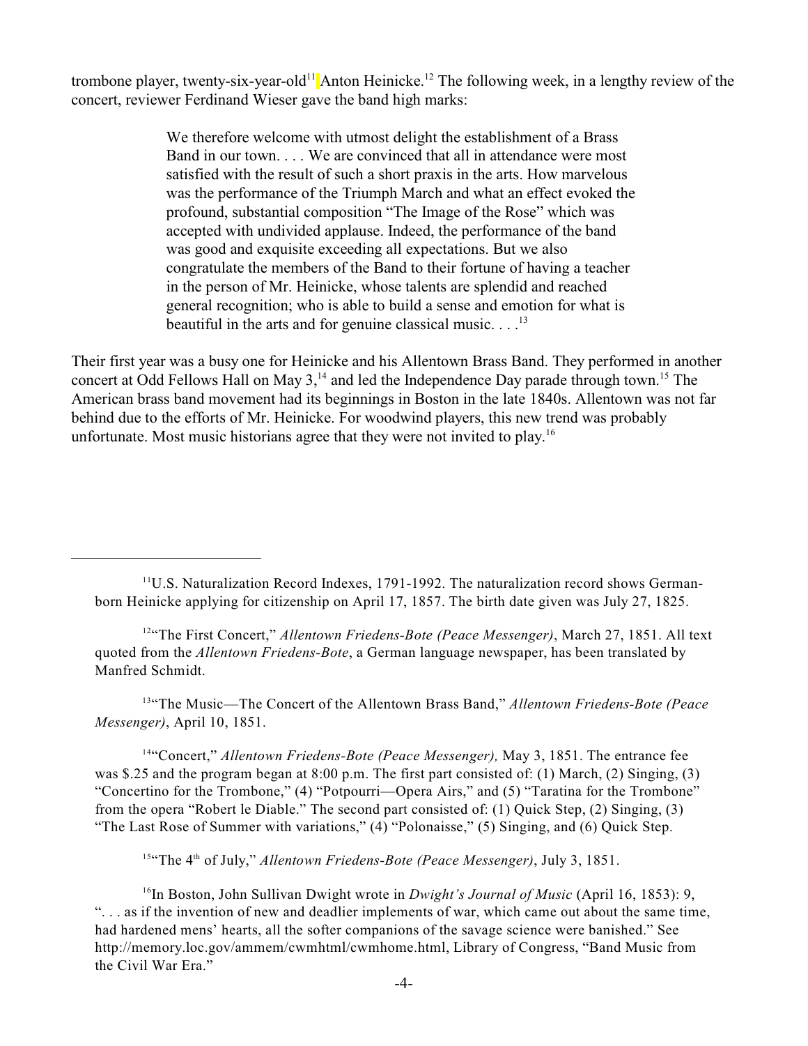trombone player, twenty-six-year-old[11] Anton Heinicke.[12] The following week, in a lengthy review of the concert, reviewer Ferdinand Wieser gave the band high marks:

> We therefore welcome with utmost delight the establishment of a Brass Band in our town. . . . We are convinced that all in attendance were most satisfied with the result of such a short praxis in the arts. How marvelous was the performance of the Triumph March and what an effect evoked the profound, substantial composition "The Image of the Rose" which was accepted with undivided applause. Indeed, the performance of the band was good and exquisite exceeding all expectations. But we also congratulate the members of the Band to their fortune of having a teacher in the person of Mr. Heinicke, whose talents are splendid and reached general recognition; who is able to build a sense and emotion for what is beautiful in the arts and for genuine classical music. . . .[13]

Their first year was a busy one for Heinicke and his Allentown Brass Band. They performed in another concert at Odd Fellows Hall on May 3,[14] and led the Independence Day parade through town.[15] The American brass band movement had its beginnings in Boston in the late 1840s. Allentown was not far behind due to the efforts of Mr. Heinicke. For woodwind players, this new trend was probably unfortunate. Most music historians agree that they were not invited to play.[16]

---

[11] U.S. Naturalization Record Indexes, 1791-1992. The naturalization record shows German-born Heinicke applying for citizenship on April 17, 1857. The birth date given was July 27, 1825.

[12] "The First Concert," *Allentown Friedens-Bote (Peace Messenger)*, March 27, 1851. All text quoted from the *Allentown Friedens-Bote*, a German language newspaper, has been translated by Manfred Schmidt.

[13] "The Music—The Concert of the Allentown Brass Band," *Allentown Friedens-Bote (Peace Messenger)*, April 10, 1851.

[14] "Concert," *Allentown Friedens-Bote (Peace Messenger),* May 3, 1851. The entrance fee was $.25 and the program began at 8:00 p.m. The first part consisted of: (1) March, (2) Singing, (3) "Concertino for the Trombone," (4) "Potpourri—Opera Airs," and (5) "Taratina for the Trombone" from the opera "Robert le Diable." The second part consisted of: (1) Quick Step, (2) Singing, (3) "The Last Rose of Summer with variations," (4) "Polonaisse," (5) Singing, and (6) Quick Step.

[15] "The 4th of July," *Allentown Friedens-Bote (Peace Messenger)*, July 3, 1851.

[16] In Boston, John Sullivan Dwight wrote in *Dwight's Journal of Music* (April 16, 1853): 9, ". . . as if the invention of new and deadlier implements of war, which came out about the same time, had hardened mens' hearts, all the softer companions of the savage science were banished." See http://memory.loc.gov/ammem/cwmhtml/cwmhome.html, Library of Congress, "Band Music from the Civil War Era."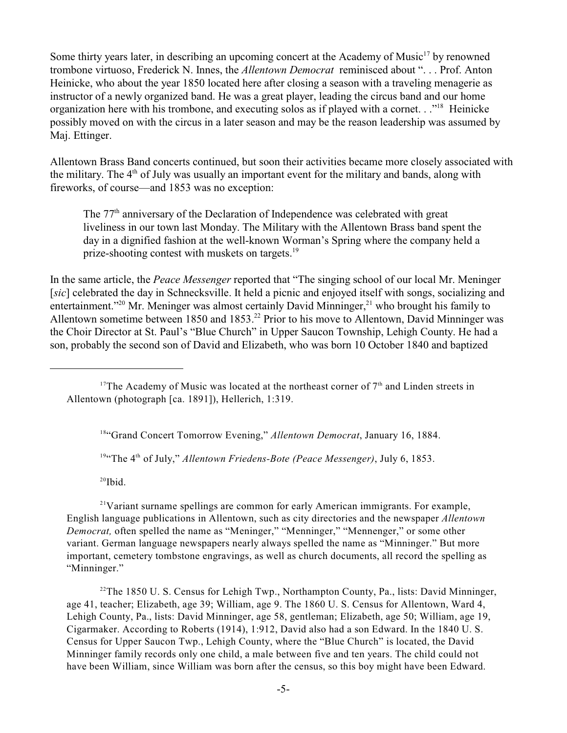Some thirty years later, in describing an upcoming concert at the Academy of Music[17] by renowned trombone virtuoso, Frederick N. Innes, the *Allentown Democrat* reminisced about ". . . Prof. Anton Heinicke, who about the year 1850 located here after closing a season with a traveling menagerie as instructor of a newly organized band. He was a great player, leading the circus band and our home organization here with his trombone, and executing solos as if played with a cornet. . ."[18] Heinicke possibly moved on with the circus in a later season and may be the reason leadership was assumed by Maj. Ettinger.

Allentown Brass Band concerts continued, but soon their activities became more closely associated with the military. The 4th of July was usually an important event for the military and bands, along with fireworks, of course—and 1853 was no exception:

> The 77th anniversary of the Declaration of Independence was celebrated with great liveliness in our town last Monday. The Military with the Allentown Brass band spent the day in a dignified fashion at the well-known Worman's Spring where the company held a prize-shooting contest with muskets on targets.[19]

In the same article, the *Peace Messenger* reported that "The singing school of our local Mr. Meninger [*sic*] celebrated the day in Schnecksville. It held a picnic and enjoyed itself with songs, socializing and entertainment."[20] Mr. Meninger was almost certainly David Minninger,[21] who brought his family to Allentown sometime between 1850 and 1853.[22] Prior to his move to Allentown, David Minninger was the Choir Director at St. Paul's "Blue Church" in Upper Saucon Township, Lehigh County. He had a son, probably the second son of David and Elizabeth, who was born 10 October 1840 and baptized

---

[17]The Academy of Music was located at the northeast corner of 7th and Linden streets in Allentown (photograph [ca. 1891]), Hellerich, 1:319.

[18]"Grand Concert Tomorrow Evening," *Allentown Democrat*, January 16, 1884.

[19]"The 4th of July," *Allentown Friedens-Bote (Peace Messenger)*, July 6, 1853.

[20]Ibid.

[21]Variant surname spellings are common for early American immigrants. For example, English language publications in Allentown, such as city directories and the newspaper *Allentown Democrat,* often spelled the name as "Meninger," "Menninger," "Mennenger," or some other variant. German language newspapers nearly always spelled the name as "Minninger." But more important, cemetery tombstone engravings, as well as church documents, all record the spelling as "Minninger."

[22]The 1850 U. S. Census for Lehigh Twp., Northampton County, Pa., lists: David Minninger, age 41, teacher; Elizabeth, age 39; William, age 9. The 1860 U. S. Census for Allentown, Ward 4, Lehigh County, Pa., lists: David Minninger, age 58, gentleman; Elizabeth, age 50; William, age 19, Cigarmaker. According to Roberts (1914), 1:912, David also had a son Edward. In the 1840 U. S. Census for Upper Saucon Twp., Lehigh County, where the "Blue Church" is located, the David Minninger family records only one child, a male between five and ten years. The child could not have been William, since William was born after the census, so this boy might have been Edward.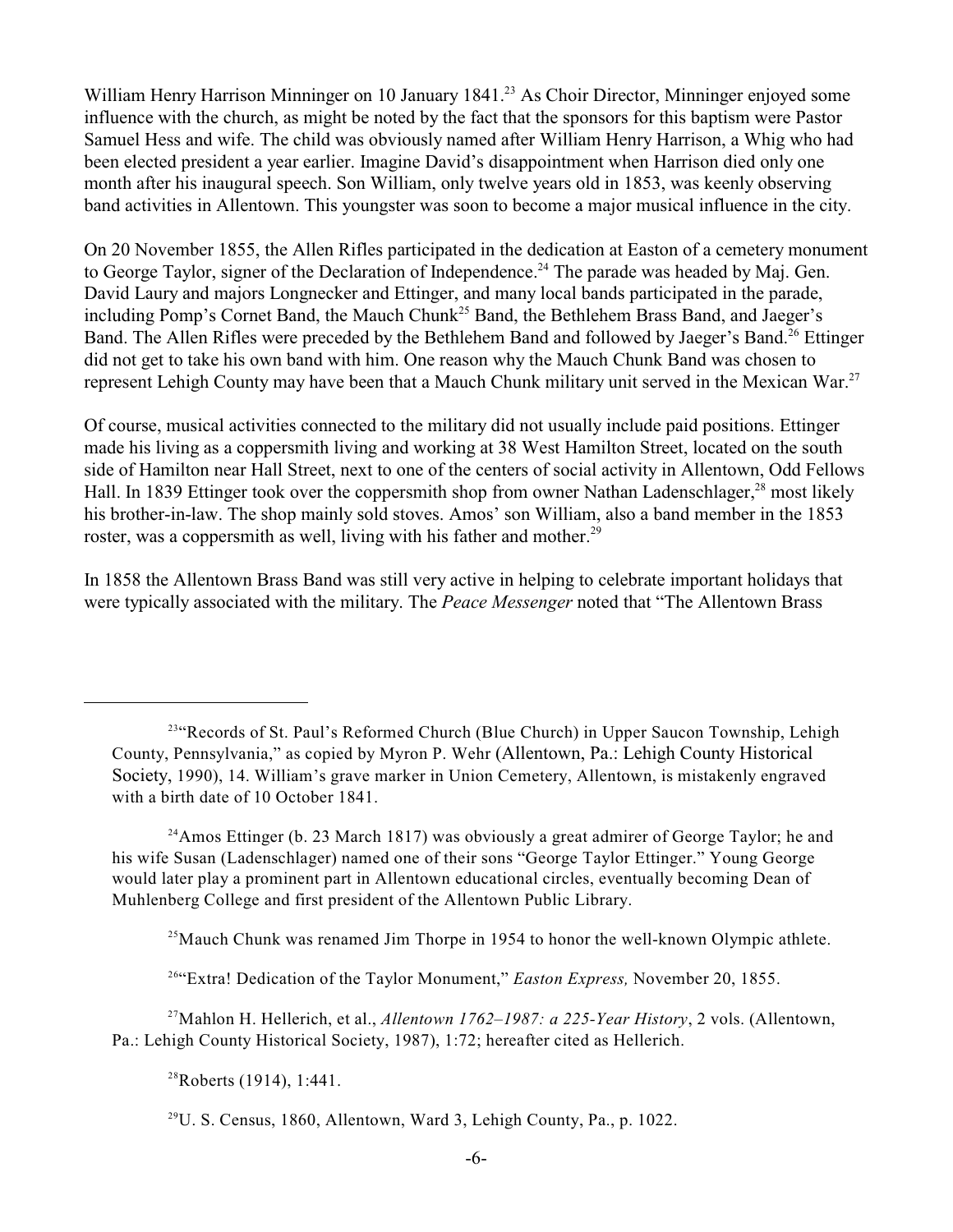William Henry Harrison Minninger on 10 January 1841.[23] As Choir Director, Minninger enjoyed some influence with the church, as might be noted by the fact that the sponsors for this baptism were Pastor Samuel Hess and wife. The child was obviously named after William Henry Harrison, a Whig who had been elected president a year earlier. Imagine David's disappointment when Harrison died only one month after his inaugural speech. Son William, only twelve years old in 1853, was keenly observing band activities in Allentown. This youngster was soon to become a major musical influence in the city.

On 20 November 1855, the Allen Rifles participated in the dedication at Easton of a cemetery monument to George Taylor, signer of the Declaration of Independence.[24] The parade was headed by Maj. Gen. David Laury and majors Longnecker and Ettinger, and many local bands participated in the parade, including Pomp's Cornet Band, the Mauch Chunk[25] Band, the Bethlehem Brass Band, and Jaeger's Band. The Allen Rifles were preceded by the Bethlehem Band and followed by Jaeger's Band.[26] Ettinger did not get to take his own band with him. One reason why the Mauch Chunk Band was chosen to represent Lehigh County may have been that a Mauch Chunk military unit served in the Mexican War.[27]

Of course, musical activities connected to the military did not usually include paid positions. Ettinger made his living as a coppersmith living and working at 38 West Hamilton Street, located on the south side of Hamilton near Hall Street, next to one of the centers of social activity in Allentown, Odd Fellows Hall. In 1839 Ettinger took over the coppersmith shop from owner Nathan Ladenschlager,[28] most likely his brother-in-law. The shop mainly sold stoves. Amos' son William, also a band member in the 1853 roster, was a coppersmith as well, living with his father and mother.[29]

In 1858 the Allentown Brass Band was still very active in helping to celebrate important holidays that were typically associated with the military. The *Peace Messenger* noted that "The Allentown Brass

---

[23] "Records of St. Paul's Reformed Church (Blue Church) in Upper Saucon Township, Lehigh County, Pennsylvania," as copied by Myron P. Wehr (Allentown, Pa.: Lehigh County Historical Society, 1990), 14. William's grave marker in Union Cemetery, Allentown, is mistakenly engraved with a birth date of 10 October 1841.

[24] Amos Ettinger (b. 23 March 1817) was obviously a great admirer of George Taylor; he and his wife Susan (Ladenschlager) named one of their sons "George Taylor Ettinger." Young George would later play a prominent part in Allentown educational circles, eventually becoming Dean of Muhlenberg College and first president of the Allentown Public Library.

[25] Mauch Chunk was renamed Jim Thorpe in 1954 to honor the well-known Olympic athlete.

[26] "Extra! Dedication of the Taylor Monument," *Easton Express,* November 20, 1855.

[27] Mahlon H. Hellerich, et al., *Allentown 1762–1987: a 225-Year History*, 2 vols. (Allentown, Pa.: Lehigh County Historical Society, 1987), 1:72; hereafter cited as Hellerich.

[28] Roberts (1914), 1:441.

[29] U. S. Census, 1860, Allentown, Ward 3, Lehigh County, Pa., p. 1022.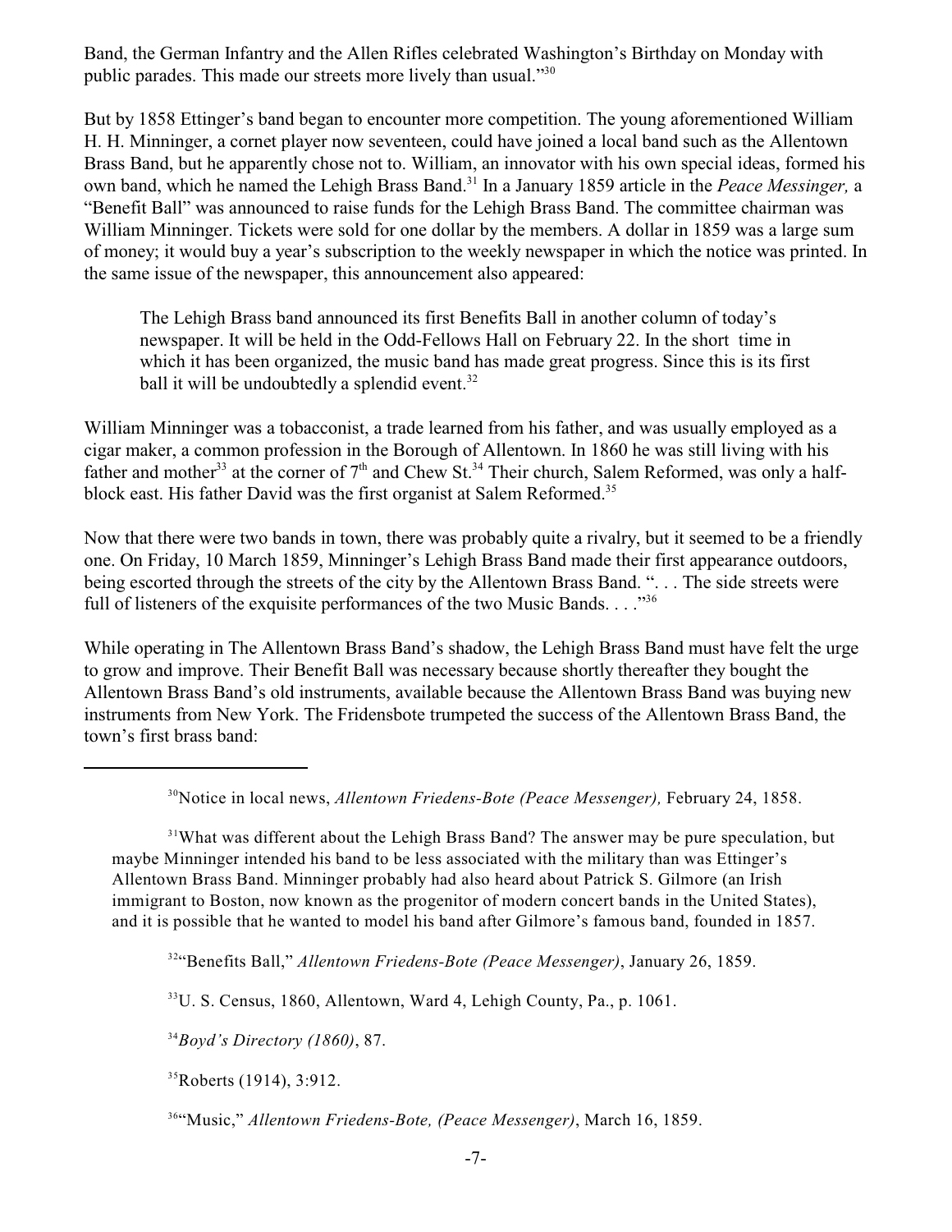Band, the German Infantry and the Allen Rifles celebrated Washington's Birthday on Monday with public parades. This made our streets more lively than usual."[30]

But by 1858 Ettinger's band began to encounter more competition. The young aforementioned William H. H. Minninger, a cornet player now seventeen, could have joined a local band such as the Allentown Brass Band, but he apparently chose not to. William, an innovator with his own special ideas, formed his own band, which he named the Lehigh Brass Band.[31] In a January 1859 article in the *Peace Messinger,* a "Benefit Ball" was announced to raise funds for the Lehigh Brass Band. The committee chairman was William Minninger. Tickets were sold for one dollar by the members. A dollar in 1859 was a large sum of money; it would buy a year's subscription to the weekly newspaper in which the notice was printed. In the same issue of the newspaper, this announcement also appeared:

> The Lehigh Brass band announced its first Benefits Ball in another column of today's newspaper. It will be held in the Odd-Fellows Hall on February 22. In the short time in which it has been organized, the music band has made great progress. Since this is its first ball it will be undoubtedly a splendid event.[32]

William Minninger was a tobacconist, a trade learned from his father, and was usually employed as a cigar maker, a common profession in the Borough of Allentown. In 1860 he was still living with his father and mother[33] at the corner of 7th and Chew St.[34] Their church, Salem Reformed, was only a half-block east. His father David was the first organist at Salem Reformed.[35]

Now that there were two bands in town, there was probably quite a rivalry, but it seemed to be a friendly one. On Friday, 10 March 1859, Minninger's Lehigh Brass Band made their first appearance outdoors, being escorted through the streets of the city by the Allentown Brass Band. ". . . The side streets were full of listeners of the exquisite performances of the two Music Bands. . . ."[36]

While operating in The Allentown Brass Band's shadow, the Lehigh Brass Band must have felt the urge to grow and improve. Their Benefit Ball was necessary because shortly thereafter they bought the Allentown Brass Band's old instruments, available because the Allentown Brass Band was buying new instruments from New York. The Fridensbote trumpeted the success of the Allentown Brass Band, the town's first brass band:

---

[30] Notice in local news, *Allentown Friedens-Bote (Peace Messenger),* February 24, 1858.

[31] What was different about the Lehigh Brass Band? The answer may be pure speculation, but maybe Minninger intended his band to be less associated with the military than was Ettinger's Allentown Brass Band. Minninger probably had also heard about Patrick S. Gilmore (an Irish immigrant to Boston, now known as the progenitor of modern concert bands in the United States), and it is possible that he wanted to model his band after Gilmore's famous band, founded in 1857.

[32] "Benefits Ball," *Allentown Friedens-Bote (Peace Messenger)*, January 26, 1859.

[33] U. S. Census, 1860, Allentown, Ward 4, Lehigh County, Pa., p. 1061.

[34] *Boyd's Directory (1860)*, 87.

[35] Roberts (1914), 3:912.

[36] "Music," *Allentown Friedens-Bote, (Peace Messenger)*, March 16, 1859.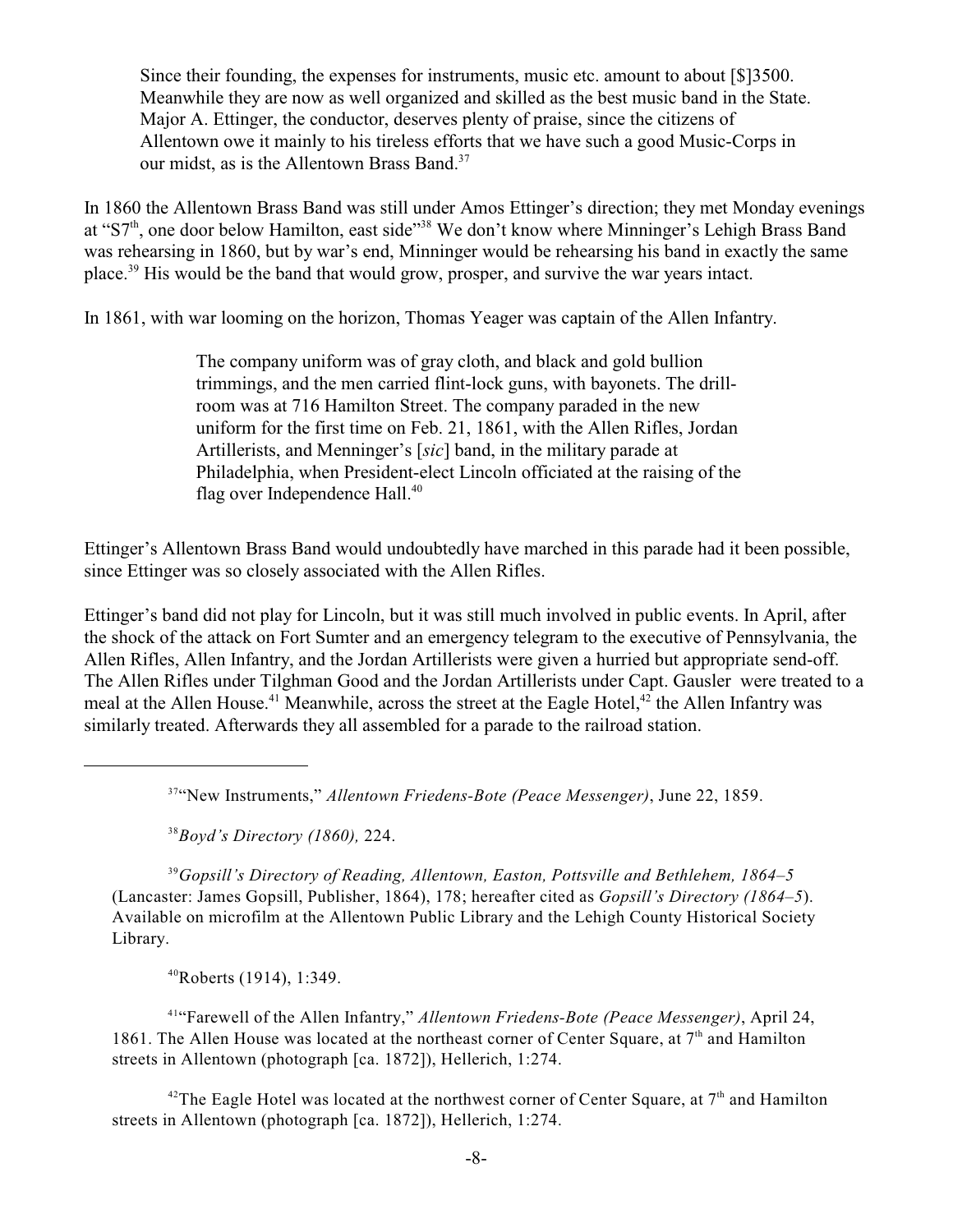> Since their founding, the expenses for instruments, music etc. amount to about [$]3500. Meanwhile they are now as well organized and skilled as the best music band in the State. Major A. Ettinger, the conductor, deserves plenty of praise, since the citizens of Allentown owe it mainly to his tireless efforts that we have such a good Music-Corps in our midst, as is the Allentown Brass Band.[37]

In 1860 the Allentown Brass Band was still under Amos Ettinger's direction; they met Monday evenings at "S7th, one door below Hamilton, east side"[38] We don't know where Minninger's Lehigh Brass Band was rehearsing in 1860, but by war's end, Minninger would be rehearsing his band in exactly the same place.[39] His would be the band that would grow, prosper, and survive the war years intact.

In 1861, with war looming on the horizon, Thomas Yeager was captain of the Allen Infantry.

> The company uniform was of gray cloth, and black and gold bullion trimmings, and the men carried flint-lock guns, with bayonets. The drill-room was at 716 Hamilton Street. The company paraded in the new uniform for the first time on Feb. 21, 1861, with the Allen Rifles, Jordan Artillerists, and Menninger's [*sic*] band, in the military parade at Philadelphia, when President-elect Lincoln officiated at the raising of the flag over Independence Hall.[40]

Ettinger's Allentown Brass Band would undoubtedly have marched in this parade had it been possible, since Ettinger was so closely associated with the Allen Rifles.

Ettinger's band did not play for Lincoln, but it was still much involved in public events. In April, after the shock of the attack on Fort Sumter and an emergency telegram to the executive of Pennsylvania, the Allen Rifles, Allen Infantry, and the Jordan Artillerists were given a hurried but appropriate send-off. The Allen Rifles under Tilghman Good and the Jordan Artillerists under Capt. Gausler were treated to a meal at the Allen House.[41] Meanwhile, across the street at the Eagle Hotel,[42] the Allen Infantry was similarly treated. Afterwards they all assembled for a parade to the railroad station.

---

[37] "New Instruments," *Allentown Friedens-Bote (Peace Messenger)*, June 22, 1859.

[38] *Boyd's Directory (1860),* 224.

[39] *Gopsill's Directory of Reading, Allentown, Easton, Pottsville and Bethlehem, 1864–5* (Lancaster: James Gopsill, Publisher, 1864), 178; hereafter cited as *Gopsill's Directory (1864–5*). Available on microfilm at the Allentown Public Library and the Lehigh County Historical Society Library.

[40] Roberts (1914), 1:349.

[41] "Farewell of the Allen Infantry," *Allentown Friedens-Bote (Peace Messenger)*, April 24, 1861. The Allen House was located at the northeast corner of Center Square, at 7th and Hamilton streets in Allentown (photograph [ca. 1872]), Hellerich, 1:274.

[42] The Eagle Hotel was located at the northwest corner of Center Square, at 7th and Hamilton streets in Allentown (photograph [ca. 1872]), Hellerich, 1:274.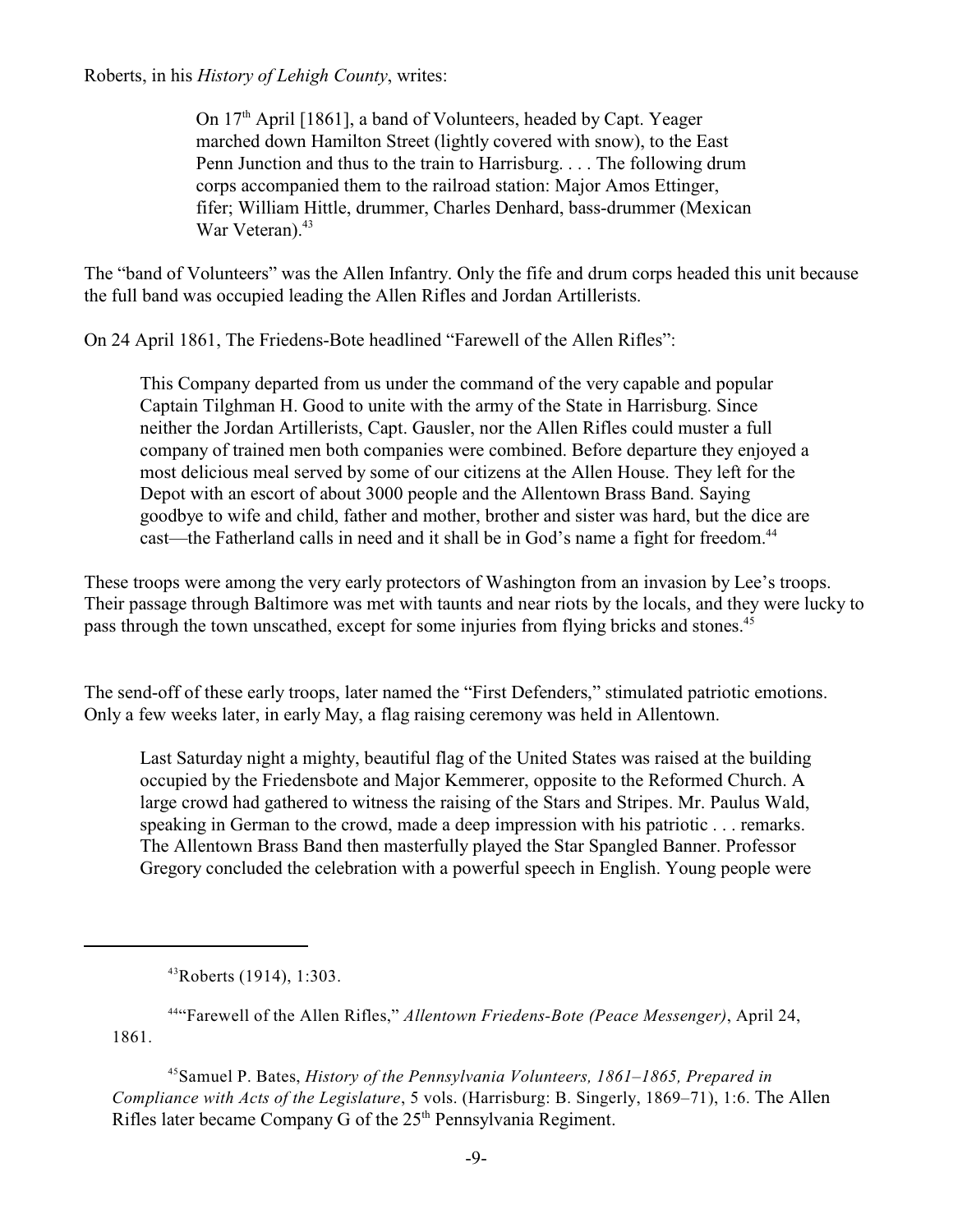Roberts, in his *History of Lehigh County*, writes:

> On 17th April [1861], a band of Volunteers, headed by Capt. Yeager marched down Hamilton Street (lightly covered with snow), to the East Penn Junction and thus to the train to Harrisburg. . . . The following drum corps accompanied them to the railroad station: Major Amos Ettinger, fifer; William Hittle, drummer, Charles Denhard, bass-drummer (Mexican War Veteran).[43]

The "band of Volunteers" was the Allen Infantry. Only the fife and drum corps headed this unit because the full band was occupied leading the Allen Rifles and Jordan Artillerists.

On 24 April 1861, The Friedens-Bote headlined "Farewell of the Allen Rifles":

> This Company departed from us under the command of the very capable and popular Captain Tilghman H. Good to unite with the army of the State in Harrisburg. Since neither the Jordan Artillerists, Capt. Gausler, nor the Allen Rifles could muster a full company of trained men both companies were combined. Before departure they enjoyed a most delicious meal served by some of our citizens at the Allen House. They left for the Depot with an escort of about 3000 people and the Allentown Brass Band. Saying goodbye to wife and child, father and mother, brother and sister was hard, but the dice are cast—the Fatherland calls in need and it shall be in God's name a fight for freedom.[44]

These troops were among the very early protectors of Washington from an invasion by Lee's troops. Their passage through Baltimore was met with taunts and near riots by the locals, and they were lucky to pass through the town unscathed, except for some injuries from flying bricks and stones.[45]

The send-off of these early troops, later named the "First Defenders," stimulated patriotic emotions. Only a few weeks later, in early May, a flag raising ceremony was held in Allentown.

> Last Saturday night a mighty, beautiful flag of the United States was raised at the building occupied by the Friedensbote and Major Kemmerer, opposite to the Reformed Church. A large crowd had gathered to witness the raising of the Stars and Stripes. Mr. Paulus Wald, speaking in German to the crowd, made a deep impression with his patriotic . . . remarks. The Allentown Brass Band then masterfully played the Star Spangled Banner. Professor Gregory concluded the celebration with a powerful speech in English. Young people were

---

[43] Roberts (1914), 1:303.

[44] "Farewell of the Allen Rifles," *Allentown Friedens-Bote (Peace Messenger)*, April 24, 1861.

[45] Samuel P. Bates, *History of the Pennsylvania Volunteers, 1861–1865, Prepared in Compliance with Acts of the Legislature*, 5 vols. (Harrisburg: B. Singerly, 1869–71), 1:6. The Allen Rifles later became Company G of the 25th Pennsylvania Regiment.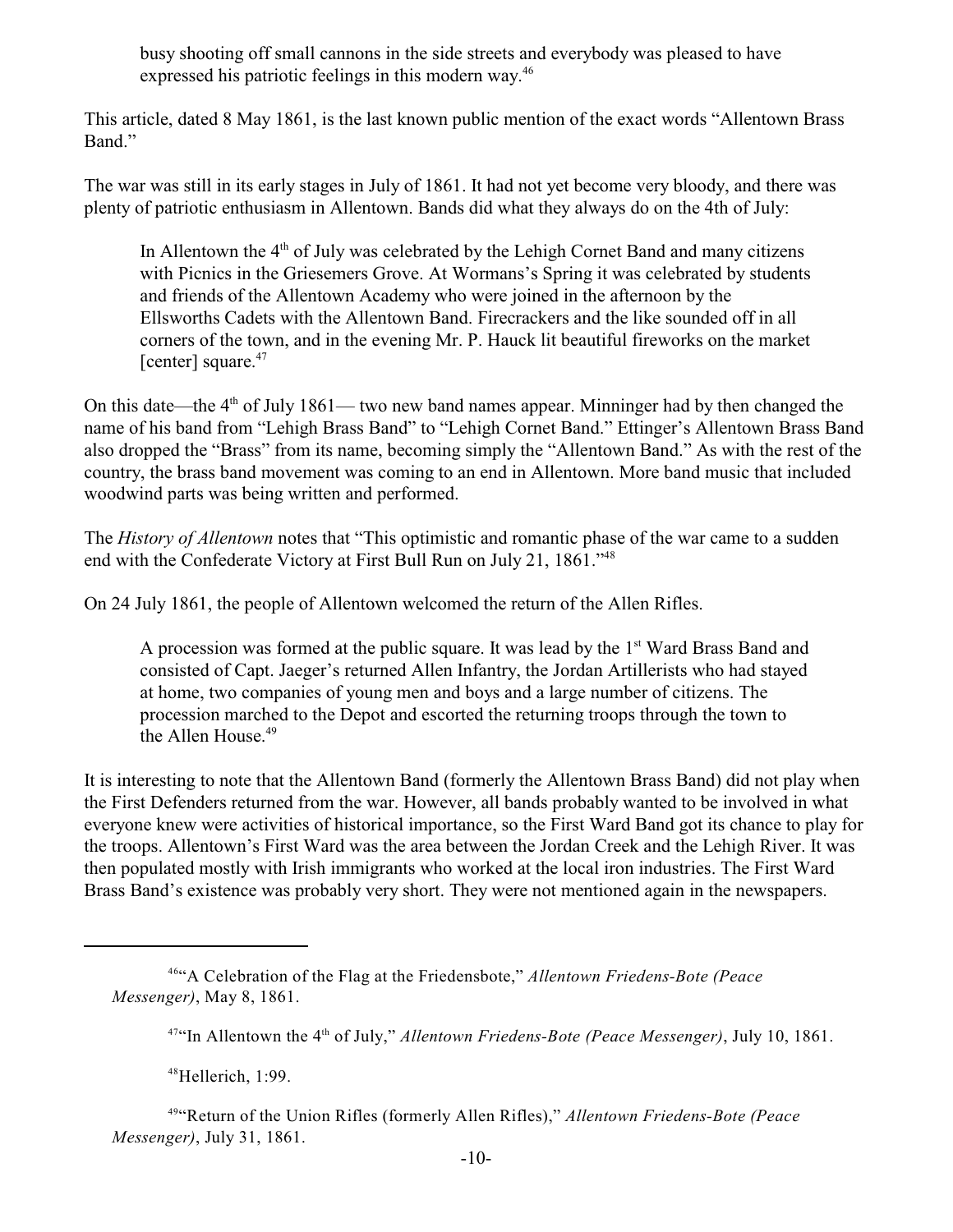> busy shooting off small cannons in the side streets and everybody was pleased to have expressed his patriotic feelings in this modern way.[46]

This article, dated 8 May 1861, is the last known public mention of the exact words "Allentown Brass Band."

The war was still in its early stages in July of 1861. It had not yet become very bloody, and there was plenty of patriotic enthusiasm in Allentown. Bands did what they always do on the 4th of July:

> In Allentown the 4th of July was celebrated by the Lehigh Cornet Band and many citizens with Picnics in the Griesemers Grove. At Wormans's Spring it was celebrated by students and friends of the Allentown Academy who were joined in the afternoon by the Ellsworths Cadets with the Allentown Band. Firecrackers and the like sounded off in all corners of the town, and in the evening Mr. P. Hauck lit beautiful fireworks on the market [center] square.[47]

On this date—the 4th of July 1861— two new band names appear. Minninger had by then changed the name of his band from "Lehigh Brass Band" to "Lehigh Cornet Band." Ettinger's Allentown Brass Band also dropped the "Brass" from its name, becoming simply the "Allentown Band." As with the rest of the country, the brass band movement was coming to an end in Allentown. More band music that included woodwind parts was being written and performed.

The *History of Allentown* notes that "This optimistic and romantic phase of the war came to a sudden end with the Confederate Victory at First Bull Run on July 21, 1861."[48]

On 24 July 1861, the people of Allentown welcomed the return of the Allen Rifles.

> A procession was formed at the public square. It was lead by the 1st Ward Brass Band and consisted of Capt. Jaeger's returned Allen Infantry, the Jordan Artillerists who had stayed at home, two companies of young men and boys and a large number of citizens. The procession marched to the Depot and escorted the returning troops through the town to the Allen House.[49]

It is interesting to note that the Allentown Band (formerly the Allentown Brass Band) did not play when the First Defenders returned from the war. However, all bands probably wanted to be involved in what everyone knew were activities of historical importance, so the First Ward Band got its chance to play for the troops. Allentown's First Ward was the area between the Jordan Creek and the Lehigh River. It was then populated mostly with Irish immigrants who worked at the local iron industries. The First Ward Brass Band's existence was probably very short. They were not mentioned again in the newspapers.

---

[46] "A Celebration of the Flag at the Friedensbote," *Allentown Friedens-Bote (Peace Messenger)*, May 8, 1861.

[47] "In Allentown the 4th of July," *Allentown Friedens-Bote (Peace Messenger)*, July 10, 1861.

[48] Hellerich, 1:99.

[49] "Return of the Union Rifles (formerly Allen Rifles)," *Allentown Friedens-Bote (Peace Messenger)*, July 31, 1861.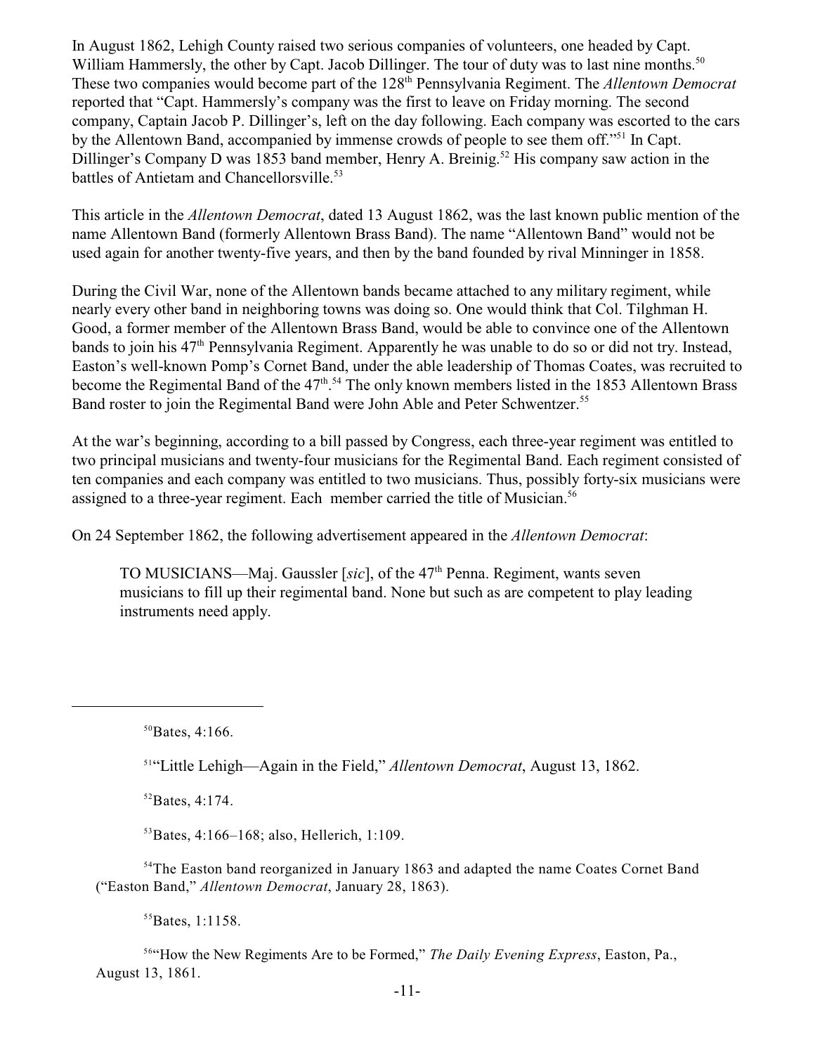In August 1862, Lehigh County raised two serious companies of volunteers, one headed by Capt. William Hammersly, the other by Capt. Jacob Dillinger. The tour of duty was to last nine months.[50] These two companies would become part of the 128th Pennsylvania Regiment. The *Allentown Democrat* reported that "Capt. Hammersly's company was the first to leave on Friday morning. The second company, Captain Jacob P. Dillinger's, left on the day following. Each company was escorted to the cars by the Allentown Band, accompanied by immense crowds of people to see them off."[51] In Capt. Dillinger's Company D was 1853 band member, Henry A. Breinig.[52] His company saw action in the battles of Antietam and Chancellorsville.[53]

This article in the *Allentown Democrat*, dated 13 August 1862, was the last known public mention of the name Allentown Band (formerly Allentown Brass Band). The name "Allentown Band" would not be used again for another twenty-five years, and then by the band founded by rival Minninger in 1858.

During the Civil War, none of the Allentown bands became attached to any military regiment, while nearly every other band in neighboring towns was doing so. One would think that Col. Tilghman H. Good, a former member of the Allentown Brass Band, would be able to convince one of the Allentown bands to join his 47th Pennsylvania Regiment. Apparently he was unable to do so or did not try. Instead, Easton's well-known Pomp's Cornet Band, under the able leadership of Thomas Coates, was recruited to become the Regimental Band of the 47th.[54] The only known members listed in the 1853 Allentown Brass Band roster to join the Regimental Band were John Able and Peter Schwentzer.[55]

At the war's beginning, according to a bill passed by Congress, each three-year regiment was entitled to two principal musicians and twenty-four musicians for the Regimental Band. Each regiment consisted of ten companies and each company was entitled to two musicians. Thus, possibly forty-six musicians were assigned to a three-year regiment. Each member carried the title of Musician.[56]

On 24 September 1862, the following advertisement appeared in the *Allentown Democrat*:

> TO MUSICIANS—Maj. Gaussler [*sic*], of the 47th Penna. Regiment, wants seven musicians to fill up their regimental band. None but such as are competent to play leading instruments need apply.

---

[50] Bates, 4:166.

[51] "Little Lehigh—Again in the Field," *Allentown Democrat*, August 13, 1862.

[52] Bates, 4:174.

[53] Bates, 4:166–168; also, Hellerich, 1:109.

[54] The Easton band reorganized in January 1863 and adapted the name Coates Cornet Band ("Easton Band," *Allentown Democrat*, January 28, 1863).

[55] Bates, 1:1158.

[56] "How the New Regiments Are to be Formed," *The Daily Evening Express*, Easton, Pa., August 13, 1861.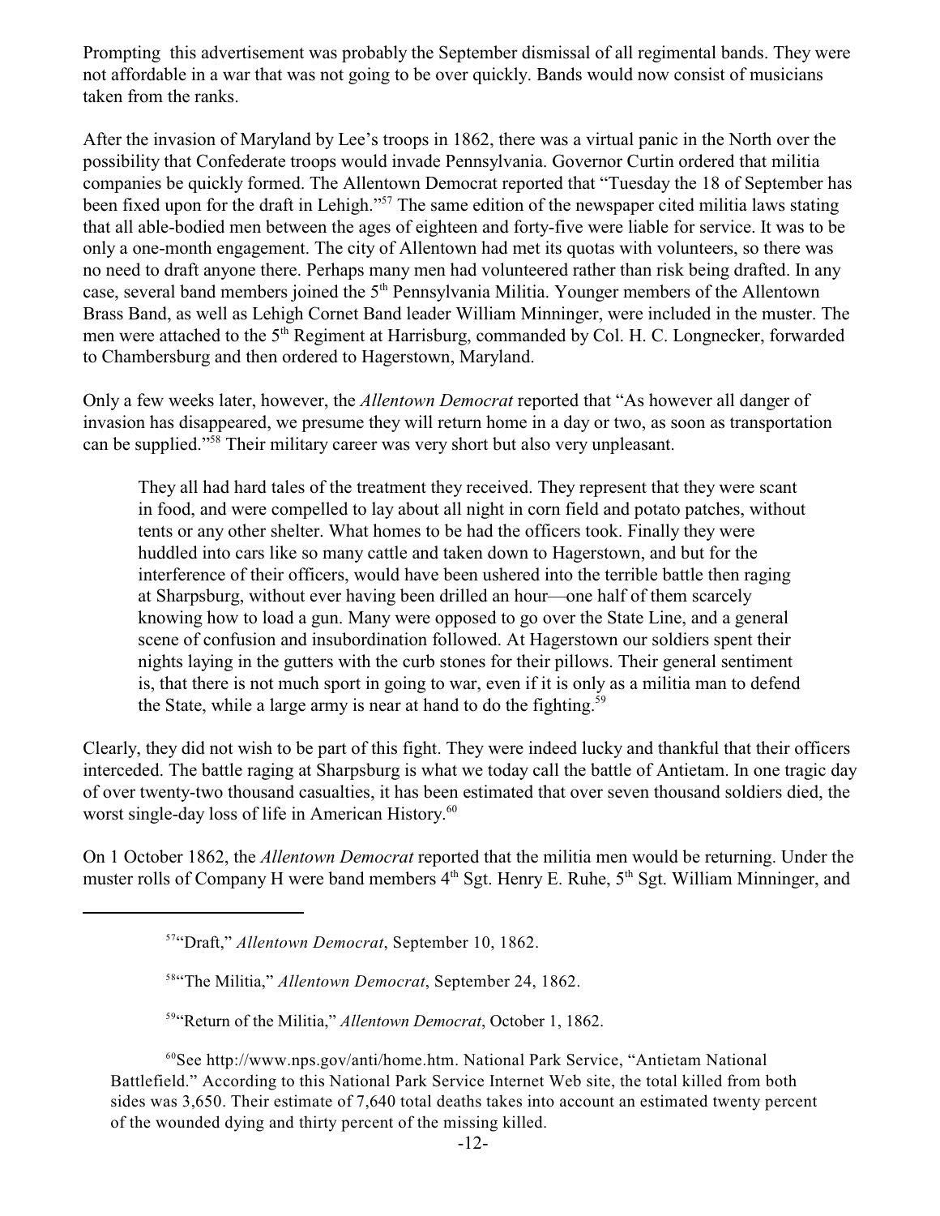Prompting this advertisement was probably the September dismissal of all regimental bands. They were not affordable in a war that was not going to be over quickly. Bands would now consist of musicians taken from the ranks.

After the invasion of Maryland by Lee's troops in 1862, there was a virtual panic in the North over the possibility that Confederate troops would invade Pennsylvania. Governor Curtin ordered that militia companies be quickly formed. The Allentown Democrat reported that "Tuesday the 18 of September has been fixed upon for the draft in Lehigh."[57] The same edition of the newspaper cited militia laws stating that all able-bodied men between the ages of eighteen and forty-five were liable for service. It was to be only a one-month engagement. The city of Allentown had met its quotas with volunteers, so there was no need to draft anyone there. Perhaps many men had volunteered rather than risk being drafted. In any case, several band members joined the 5th Pennsylvania Militia. Younger members of the Allentown Brass Band, as well as Lehigh Cornet Band leader William Minninger, were included in the muster. The men were attached to the 5th Regiment at Harrisburg, commanded by Col. H. C. Longnecker, forwarded to Chambersburg and then ordered to Hagerstown, Maryland.

Only a few weeks later, however, the *Allentown Democrat* reported that "As however all danger of invasion has disappeared, we presume they will return home in a day or two, as soon as transportation can be supplied."[58] Their military career was very short but also very unpleasant.

> They all had hard tales of the treatment they received. They represent that they were scant in food, and were compelled to lay about all night in corn field and potato patches, without tents or any other shelter. What homes to be had the officers took. Finally they were huddled into cars like so many cattle and taken down to Hagerstown, and but for the interference of their officers, would have been ushered into the terrible battle then raging at Sharpsburg, without ever having been drilled an hour—one half of them scarcely knowing how to load a gun. Many were opposed to go over the State Line, and a general scene of confusion and insubordination followed. At Hagerstown our soldiers spent their nights laying in the gutters with the curb stones for their pillows. Their general sentiment is, that there is not much sport in going to war, even if it is only as a militia man to defend the State, while a large army is near at hand to do the fighting.[59]

Clearly, they did not wish to be part of this fight. They were indeed lucky and thankful that their officers interceded. The battle raging at Sharpsburg is what we today call the battle of Antietam. In one tragic day of over twenty-two thousand casualties, it has been estimated that over seven thousand soldiers died, the worst single-day loss of life in American History.[60]

On 1 October 1862, the *Allentown Democrat* reported that the militia men would be returning. Under the muster rolls of Company H were band members 4th Sgt. Henry E. Ruhe, 5th Sgt. William Minninger, and

---

[57] "Draft," *Allentown Democrat*, September 10, 1862.

[58] "The Militia," *Allentown Democrat*, September 24, 1862.

[59] "Return of the Militia," *Allentown Democrat*, October 1, 1862.

[60] See http://www.nps.gov/anti/home.htm. National Park Service, "Antietam National Battlefield." According to this National Park Service Internet Web site, the total killed from both sides was 3,650. Their estimate of 7,640 total deaths takes into account an estimated twenty percent of the wounded dying and thirty percent of the missing killed.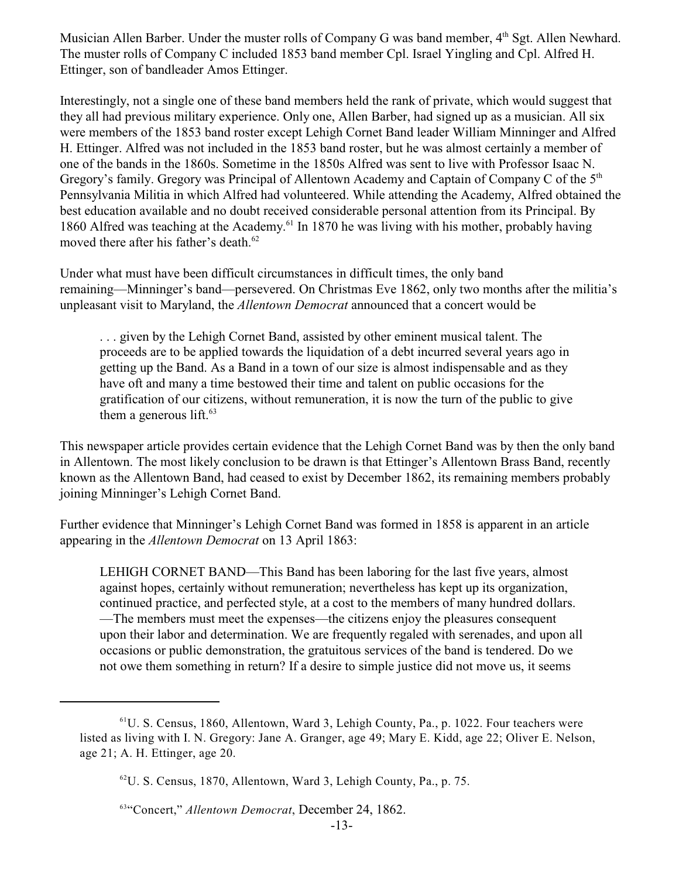Musician Allen Barber. Under the muster rolls of Company G was band member, 4th Sgt. Allen Newhard. The muster rolls of Company C included 1853 band member Cpl. Israel Yingling and Cpl. Alfred H. Ettinger, son of bandleader Amos Ettinger.

Interestingly, not a single one of these band members held the rank of private, which would suggest that they all had previous military experience. Only one, Allen Barber, had signed up as a musician. All six were members of the 1853 band roster except Lehigh Cornet Band leader William Minninger and Alfred H. Ettinger. Alfred was not included in the 1853 band roster, but he was almost certainly a member of one of the bands in the 1860s. Sometime in the 1850s Alfred was sent to live with Professor Isaac N. Gregory's family. Gregory was Principal of Allentown Academy and Captain of Company C of the 5th Pennsylvania Militia in which Alfred had volunteered. While attending the Academy, Alfred obtained the best education available and no doubt received considerable personal attention from its Principal. By 1860 Alfred was teaching at the Academy.[61] In 1870 he was living with his mother, probably having moved there after his father's death.[62]

Under what must have been difficult circumstances in difficult times, the only band remaining—Minninger's band—persevered. On Christmas Eve 1862, only two months after the militia's unpleasant visit to Maryland, the *Allentown Democrat* announced that a concert would be

> . . . given by the Lehigh Cornet Band, assisted by other eminent musical talent. The proceeds are to be applied towards the liquidation of a debt incurred several years ago in getting up the Band. As a Band in a town of our size is almost indispensable and as they have oft and many a time bestowed their time and talent on public occasions for the gratification of our citizens, without remuneration, it is now the turn of the public to give them a generous lift.[63]

This newspaper article provides certain evidence that the Lehigh Cornet Band was by then the only band in Allentown. The most likely conclusion to be drawn is that Ettinger's Allentown Brass Band, recently known as the Allentown Band, had ceased to exist by December 1862, its remaining members probably joining Minninger's Lehigh Cornet Band.

Further evidence that Minninger's Lehigh Cornet Band was formed in 1858 is apparent in an article appearing in the *Allentown Democrat* on 13 April 1863:

> LEHIGH CORNET BAND—This Band has been laboring for the last five years, almost against hopes, certainly without remuneration; nevertheless has kept up its organization, continued practice, and perfected style, at a cost to the members of many hundred dollars. —The members must meet the expenses—the citizens enjoy the pleasures consequent upon their labor and determination. We are frequently regaled with serenades, and upon all occasions or public demonstration, the gratuitous services of the band is tendered. Do we not owe them something in return? If a desire to simple justice did not move us, it seems

---

[61] U. S. Census, 1860, Allentown, Ward 3, Lehigh County, Pa., p. 1022. Four teachers were listed as living with I. N. Gregory: Jane A. Granger, age 49; Mary E. Kidd, age 22; Oliver E. Nelson, age 21; A. H. Ettinger, age 20.

[62] U. S. Census, 1870, Allentown, Ward 3, Lehigh County, Pa., p. 75.

[63] "Concert," *Allentown Democrat*, December 24, 1862.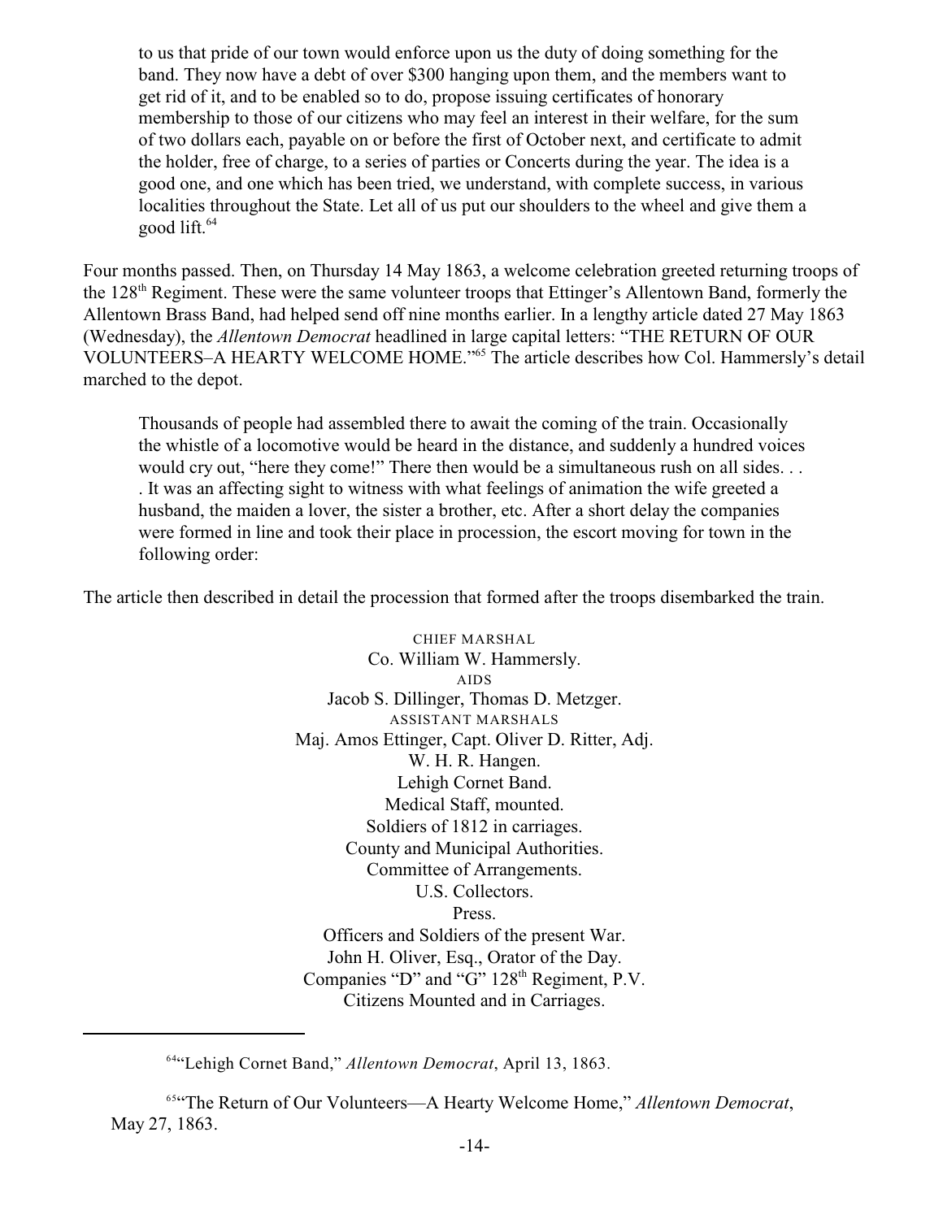> to us that pride of our town would enforce upon us the duty of doing something for the band. They now have a debt of over $300 hanging upon them, and the members want to get rid of it, and to be enabled so to do, propose issuing certificates of honorary membership to those of our citizens who may feel an interest in their welfare, for the sum of two dollars each, payable on or before the first of October next, and certificate to admit the holder, free of charge, to a series of parties or Concerts during the year. The idea is a good one, and one which has been tried, we understand, with complete success, in various localities throughout the State. Let all of us put our shoulders to the wheel and give them a good lift.[64]

Four months passed. Then, on Thursday 14 May 1863, a welcome celebration greeted returning troops of the 128th Regiment. These were the same volunteer troops that Ettinger's Allentown Band, formerly the Allentown Brass Band, had helped send off nine months earlier. In a lengthy article dated 27 May 1863 (Wednesday), the *Allentown Democrat* headlined in large capital letters: "THE RETURN OF OUR VOLUNTEERS–A HEARTY WELCOME HOME."[65] The article describes how Col. Hammersly's detail marched to the depot.

> Thousands of people had assembled there to await the coming of the train. Occasionally the whistle of a locomotive would be heard in the distance, and suddenly a hundred voices would cry out, "here they come!" There then would be a simultaneous rush on all sides. . . . It was an affecting sight to witness with what feelings of animation the wife greeted a husband, the maiden a lover, the sister a brother, etc. After a short delay the companies were formed in line and took their place in procession, the escort moving for town in the following order:

The article then described in detail the procession that formed after the troops disembarked the train.

CHIEF MARSHAL
Co. William W. Hammersly.
AIDS
Jacob S. Dillinger, Thomas D. Metzger.
ASSISTANT MARSHALS
Maj. Amos Ettinger, Capt. Oliver D. Ritter, Adj.
W. H. R. Hangen.
Lehigh Cornet Band.
Medical Staff, mounted.
Soldiers of 1812 in carriages.
County and Municipal Authorities.
Committee of Arrangements.
U.S. Collectors.
Press.
Officers and Soldiers of the present War.
John H. Oliver, Esq., Orator of the Day.
Companies "D" and "G" 128th Regiment, P.V.
Citizens Mounted and in Carriages.

---

[64] "Lehigh Cornet Band," *Allentown Democrat*, April 13, 1863.

[65] "The Return of Our Volunteers—A Hearty Welcome Home," *Allentown Democrat*, May 27, 1863.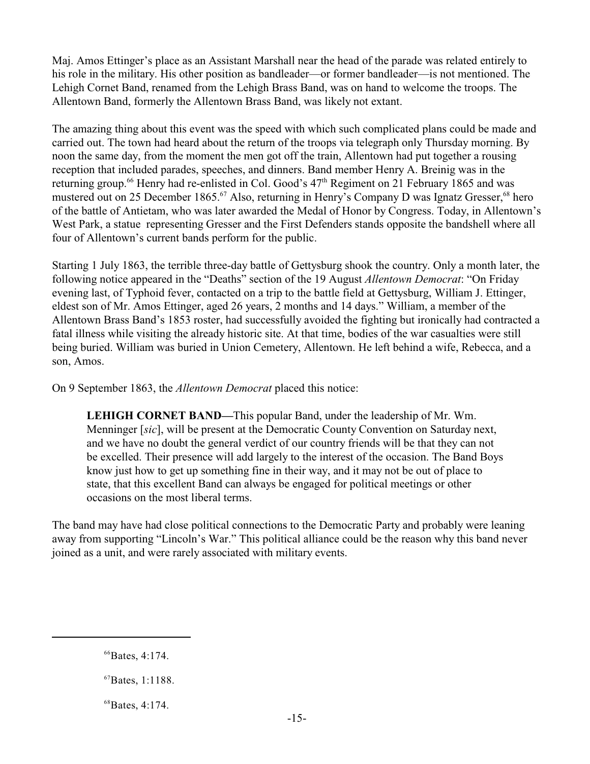Maj. Amos Ettinger's place as an Assistant Marshall near the head of the parade was related entirely to his role in the military. His other position as bandleader—or former bandleader—is not mentioned. The Lehigh Cornet Band, renamed from the Lehigh Brass Band, was on hand to welcome the troops. The Allentown Band, formerly the Allentown Brass Band, was likely not extant.

The amazing thing about this event was the speed with which such complicated plans could be made and carried out. The town had heard about the return of the troops via telegraph only Thursday morning. By noon the same day, from the moment the men got off the train, Allentown had put together a rousing reception that included parades, speeches, and dinners. Band member Henry A. Breinig was in the returning group.[66] Henry had re-enlisted in Col. Good's 47th Regiment on 21 February 1865 and was mustered out on 25 December 1865.[67] Also, returning in Henry's Company D was Ignatz Gresser,[68] hero of the battle of Antietam, who was later awarded the Medal of Honor by Congress. Today, in Allentown's West Park, a statue representing Gresser and the First Defenders stands opposite the bandshell where all four of Allentown's current bands perform for the public.

Starting 1 July 1863, the terrible three-day battle of Gettysburg shook the country. Only a month later, the following notice appeared in the "Deaths" section of the 19 August *Allentown Democrat*: "On Friday evening last, of Typhoid fever, contacted on a trip to the battle field at Gettysburg, William J. Ettinger, eldest son of Mr. Amos Ettinger, aged 26 years, 2 months and 14 days." William, a member of the Allentown Brass Band's 1853 roster, had successfully avoided the fighting but ironically had contracted a fatal illness while visiting the already historic site. At that time, bodies of the war casualties were still being buried. William was buried in Union Cemetery, Allentown. He left behind a wife, Rebecca, and a son, Amos.

On 9 September 1863, the *Allentown Democrat* placed this notice:

> **LEHIGH CORNET BAND—**This popular Band, under the leadership of Mr. Wm. Menninger [*sic*], will be present at the Democratic County Convention on Saturday next, and we have no doubt the general verdict of our country friends will be that they can not be excelled. Their presence will add largely to the interest of the occasion. The Band Boys know just how to get up something fine in their way, and it may not be out of place to state, that this excellent Band can always be engaged for political meetings or other occasions on the most liberal terms.

The band may have had close political connections to the Democratic Party and probably were leaning away from supporting "Lincoln's War." This political alliance could be the reason why this band never joined as a unit, and were rarely associated with military events.

---

[66] Bates, 4:174.

[67] Bates, 1:1188.

[68] Bates, 4:174.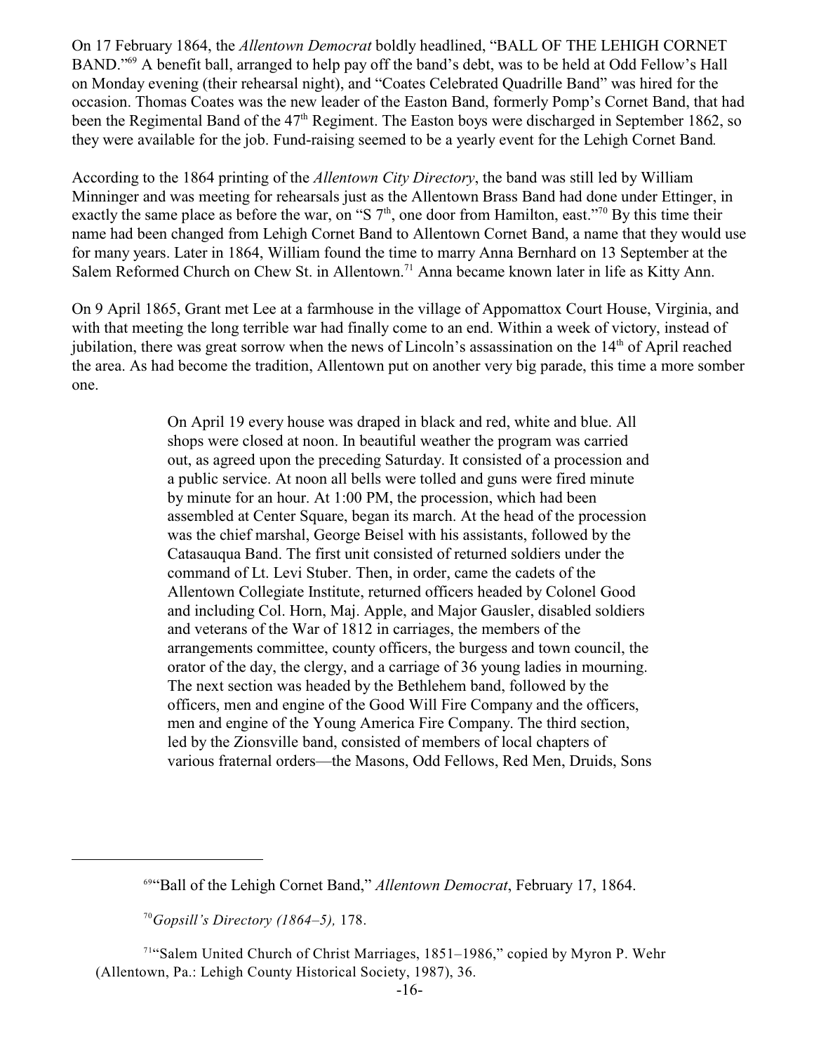On 17 February 1864, the *Allentown Democrat* boldly headlined, "BALL OF THE LEHIGH CORNET BAND."[69] A benefit ball, arranged to help pay off the band's debt, was to be held at Odd Fellow's Hall on Monday evening (their rehearsal night), and "Coates Celebrated Quadrille Band" was hired for the occasion. Thomas Coates was the new leader of the Easton Band, formerly Pomp's Cornet Band, that had been the Regimental Band of the 47th Regiment. The Easton boys were discharged in September 1862, so they were available for the job. Fund-raising seemed to be a yearly event for the Lehigh Cornet Band.

According to the 1864 printing of the *Allentown City Directory*, the band was still led by William Minninger and was meeting for rehearsals just as the Allentown Brass Band had done under Ettinger, in exactly the same place as before the war, on "S 7th, one door from Hamilton, east."[70] By this time their name had been changed from Lehigh Cornet Band to Allentown Cornet Band, a name that they would use for many years. Later in 1864, William found the time to marry Anna Bernhard on 13 September at the Salem Reformed Church on Chew St. in Allentown.[71] Anna became known later in life as Kitty Ann.

On 9 April 1865, Grant met Lee at a farmhouse in the village of Appomattox Court House, Virginia, and with that meeting the long terrible war had finally come to an end. Within a week of victory, instead of jubilation, there was great sorrow when the news of Lincoln's assassination on the 14th of April reached the area. As had become the tradition, Allentown put on another very big parade, this time a more somber one.

> On April 19 every house was draped in black and red, white and blue. All shops were closed at noon. In beautiful weather the program was carried out, as agreed upon the preceding Saturday. It consisted of a procession and a public service. At noon all bells were tolled and guns were fired minute by minute for an hour. At 1:00 PM, the procession, which had been assembled at Center Square, began its march. At the head of the procession was the chief marshal, George Beisel with his assistants, followed by the Catasauqua Band. The first unit consisted of returned soldiers under the command of Lt. Levi Stuber. Then, in order, came the cadets of the Allentown Collegiate Institute, returned officers headed by Colonel Good and including Col. Horn, Maj. Apple, and Major Gausler, disabled soldiers and veterans of the War of 1812 in carriages, the members of the arrangements committee, county officers, the burgess and town council, the orator of the day, the clergy, and a carriage of 36 young ladies in mourning. The next section was headed by the Bethlehem band, followed by the officers, men and engine of the Good Will Fire Company and the officers, men and engine of the Young America Fire Company. The third section, led by the Zionsville band, consisted of members of local chapters of various fraternal orders—the Masons, Odd Fellows, Red Men, Druids, Sons

---

[69] "Ball of the Lehigh Cornet Band," *Allentown Democrat*, February 17, 1864.

[70] *Gopsill's Directory (1864–5),* 178.

[71] "Salem United Church of Christ Marriages, 1851–1986," copied by Myron P. Wehr (Allentown, Pa.: Lehigh County Historical Society, 1987), 36.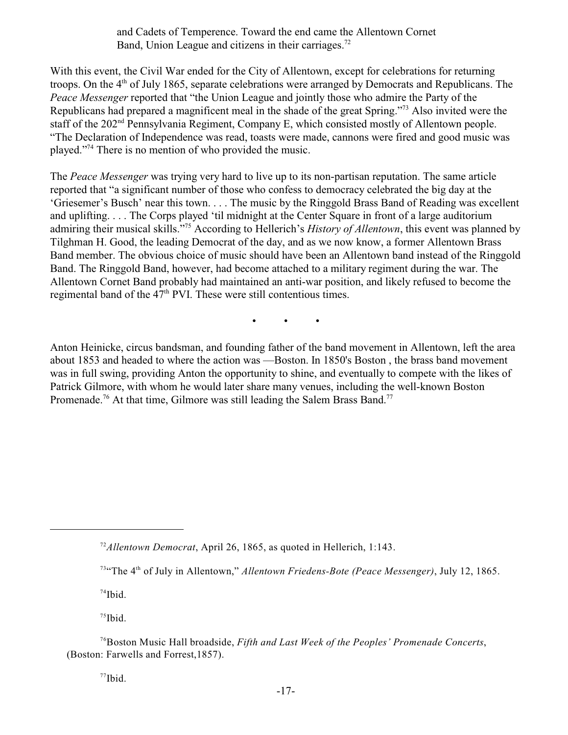> and Cadets of Temperence. Toward the end came the Allentown Cornet Band, Union League and citizens in their carriages.[72]

With this event, the Civil War ended for the City of Allentown, except for celebrations for returning troops. On the 4th of July 1865, separate celebrations were arranged by Democrats and Republicans. The *Peace Messenger* reported that "the Union League and jointly those who admire the Party of the Republicans had prepared a magnificent meal in the shade of the great Spring."[73] Also invited were the staff of the 202nd Pennsylvania Regiment, Company E, which consisted mostly of Allentown people. "The Declaration of Independence was read, toasts were made, cannons were fired and good music was played."[74] There is no mention of who provided the music.

The *Peace Messenger* was trying very hard to live up to its non-partisan reputation. The same article reported that "a significant number of those who confess to democracy celebrated the big day at the 'Griesemer's Busch' near this town. . . . The music by the Ringgold Brass Band of Reading was excellent and uplifting. . . . The Corps played 'til midnight at the Center Square in front of a large auditorium admiring their musical skills."[75] According to Hellerich's *History of Allentown*, this event was planned by Tilghman H. Good, the leading Democrat of the day, and as we now know, a former Allentown Brass Band member. The obvious choice of music should have been an Allentown band instead of the Ringgold Band. The Ringgold Band, however, had become attached to a military regiment during the war. The Allentown Cornet Band probably had maintained an anti-war position, and likely refused to become the regimental band of the 47th PVI. These were still contentious times.

• • •

Anton Heinicke, circus bandsman, and founding father of the band movement in Allentown, left the area about 1853 and headed to where the action was —Boston. In 1850's Boston , the brass band movement was in full swing, providing Anton the opportunity to shine, and eventually to compete with the likes of Patrick Gilmore, with whom he would later share many venues, including the well-known Boston Promenade.[76] At that time, Gilmore was still leading the Salem Brass Band.[77]

---

[72] *Allentown Democrat*, April 26, 1865, as quoted in Hellerich, 1:143.

[73] "The 4th of July in Allentown," *Allentown Friedens-Bote (Peace Messenger)*, July 12, 1865.

[74] Ibid.

[75] Ibid.

[76] Boston Music Hall broadside, *Fifth and Last Week of the Peoples' Promenade Concerts*, (Boston: Farwells and Forrest,1857).

[77] Ibid.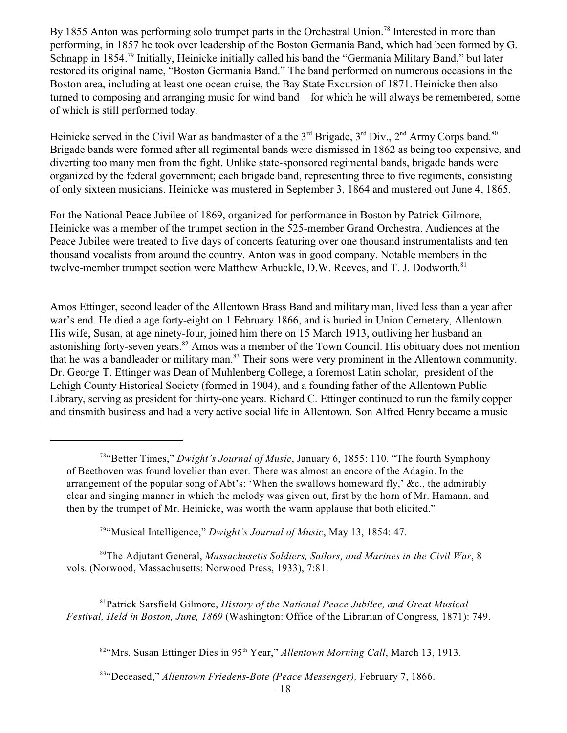By 1855 Anton was performing solo trumpet parts in the Orchestral Union.[78] Interested in more than performing, in 1857 he took over leadership of the Boston Germania Band, which had been formed by G. Schnapp in 1854.[79] Initially, Heinicke initially called his band the "Germania Military Band," but later restored its original name, "Boston Germania Band." The band performed on numerous occasions in the Boston area, including at least one ocean cruise, the Bay State Excursion of 1871. Heinicke then also turned to composing and arranging music for wind band—for which he will always be remembered, some of which is still performed today.

Heinicke served in the Civil War as bandmaster of a the 3rd Brigade, 3rd Div., 2nd Army Corps band.[80] Brigade bands were formed after all regimental bands were dismissed in 1862 as being too expensive, and diverting too many men from the fight. Unlike state-sponsored regimental bands, brigade bands were organized by the federal government; each brigade band, representing three to five regiments, consisting of only sixteen musicians. Heinicke was mustered in September 3, 1864 and mustered out June 4, 1865.

For the National Peace Jubilee of 1869, organized for performance in Boston by Patrick Gilmore, Heinicke was a member of the trumpet section in the 525-member Grand Orchestra. Audiences at the Peace Jubilee were treated to five days of concerts featuring over one thousand instrumentalists and ten thousand vocalists from around the country. Anton was in good company. Notable members in the twelve-member trumpet section were Matthew Arbuckle, D.W. Reeves, and T. J. Dodworth.[81]

Amos Ettinger, second leader of the Allentown Brass Band and military man, lived less than a year after war's end. He died a age forty-eight on 1 February 1866, and is buried in Union Cemetery, Allentown. His wife, Susan, at age ninety-four, joined him there on 15 March 1913, outliving her husband an astonishing forty-seven years.[82] Amos was a member of the Town Council. His obituary does not mention that he was a bandleader or military man.[83] Their sons were very prominent in the Allentown community. Dr. George T. Ettinger was Dean of Muhlenberg College, a foremost Latin scholar, president of the Lehigh County Historical Society (formed in 1904), and a founding father of the Allentown Public Library, serving as president for thirty-one years. Richard C. Ettinger continued to run the family copper and tinsmith business and had a very active social life in Allentown. Son Alfred Henry became a music

---

[78] "Better Times," *Dwight's Journal of Music*, January 6, 1855: 110. "The fourth Symphony of Beethoven was found lovelier than ever. There was almost an encore of the Adagio. In the arrangement of the popular song of Abt's: 'When the swallows homeward fly,' &c., the admirably clear and singing manner in which the melody was given out, first by the horn of Mr. Hamann, and then by the trumpet of Mr. Heinicke, was worth the warm applause that both elicited."

[79] "Musical Intelligence," *Dwight's Journal of Music*, May 13, 1854: 47.

[80] The Adjutant General, *Massachusetts Soldiers, Sailors, and Marines in the Civil War*, 8 vols. (Norwood, Massachusetts: Norwood Press, 1933), 7:81.

[81] Patrick Sarsfield Gilmore, *History of the National Peace Jubilee, and Great Musical Festival, Held in Boston, June, 1869* (Washington: Office of the Librarian of Congress, 1871): 749.

[82] "Mrs. Susan Ettinger Dies in 95th Year," *Allentown Morning Call*, March 13, 1913.

[83] "Deceased," *Allentown Friedens-Bote (Peace Messenger),* February 7, 1866.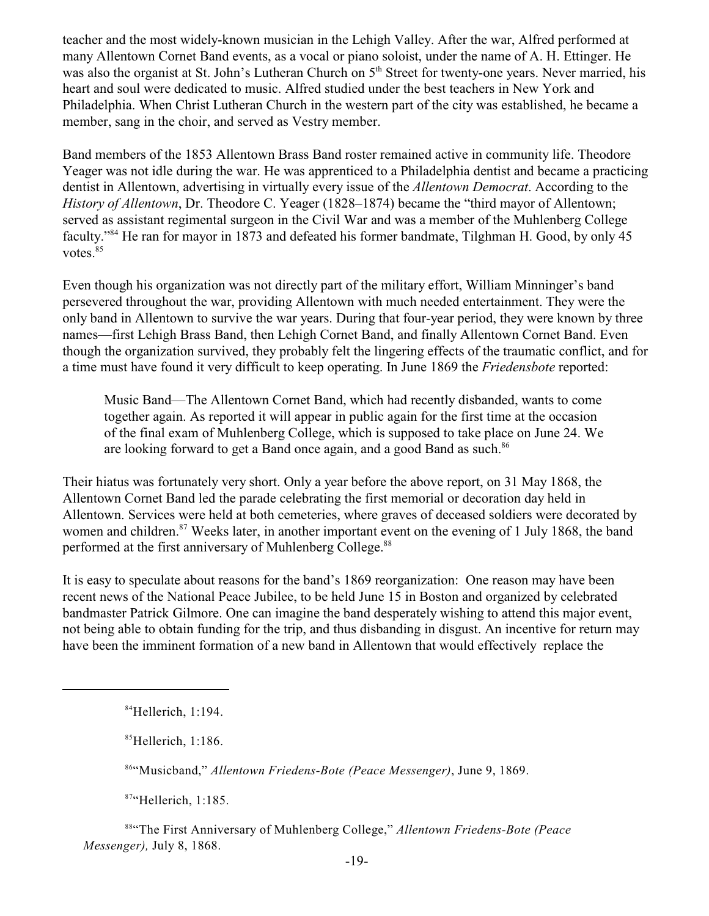teacher and the most widely-known musician in the Lehigh Valley. After the war, Alfred performed at many Allentown Cornet Band events, as a vocal or piano soloist, under the name of A. H. Ettinger. He was also the organist at St. John's Lutheran Church on 5th Street for twenty-one years. Never married, his heart and soul were dedicated to music. Alfred studied under the best teachers in New York and Philadelphia. When Christ Lutheran Church in the western part of the city was established, he became a member, sang in the choir, and served as Vestry member.

Band members of the 1853 Allentown Brass Band roster remained active in community life. Theodore Yeager was not idle during the war. He was apprenticed to a Philadelphia dentist and became a practicing dentist in Allentown, advertising in virtually every issue of the *Allentown Democrat*. According to the *History of Allentown*, Dr. Theodore C. Yeager (1828–1874) became the "third mayor of Allentown; served as assistant regimental surgeon in the Civil War and was a member of the Muhlenberg College faculty."[84] He ran for mayor in 1873 and defeated his former bandmate, Tilghman H. Good, by only 45 votes.[85]

Even though his organization was not directly part of the military effort, William Minninger's band persevered throughout the war, providing Allentown with much needed entertainment. They were the only band in Allentown to survive the war years. During that four-year period, they were known by three names—first Lehigh Brass Band, then Lehigh Cornet Band, and finally Allentown Cornet Band. Even though the organization survived, they probably felt the lingering effects of the traumatic conflict, and for a time must have found it very difficult to keep operating. In June 1869 the *Friedensbote* reported:

> Music Band—The Allentown Cornet Band, which had recently disbanded, wants to come together again. As reported it will appear in public again for the first time at the occasion of the final exam of Muhlenberg College, which is supposed to take place on June 24. We are looking forward to get a Band once again, and a good Band as such.[86]

Their hiatus was fortunately very short. Only a year before the above report, on 31 May 1868, the Allentown Cornet Band led the parade celebrating the first memorial or decoration day held in Allentown. Services were held at both cemeteries, where graves of deceased soldiers were decorated by women and children.[87] Weeks later, in another important event on the evening of 1 July 1868, the band performed at the first anniversary of Muhlenberg College.[88]

It is easy to speculate about reasons for the band's 1869 reorganization: One reason may have been recent news of the National Peace Jubilee, to be held June 15 in Boston and organized by celebrated bandmaster Patrick Gilmore. One can imagine the band desperately wishing to attend this major event, not being able to obtain funding for the trip, and thus disbanding in disgust. An incentive for return may have been the imminent formation of a new band in Allentown that would effectively replace the

---

[84] Hellerich, 1:194.

[85] Hellerich, 1:186.

[86] "Musicband," *Allentown Friedens-Bote (Peace Messenger)*, June 9, 1869.

[87] "Hellerich, 1:185.

[88] "The First Anniversary of Muhlenberg College," *Allentown Friedens-Bote (Peace Messenger),* July 8, 1868.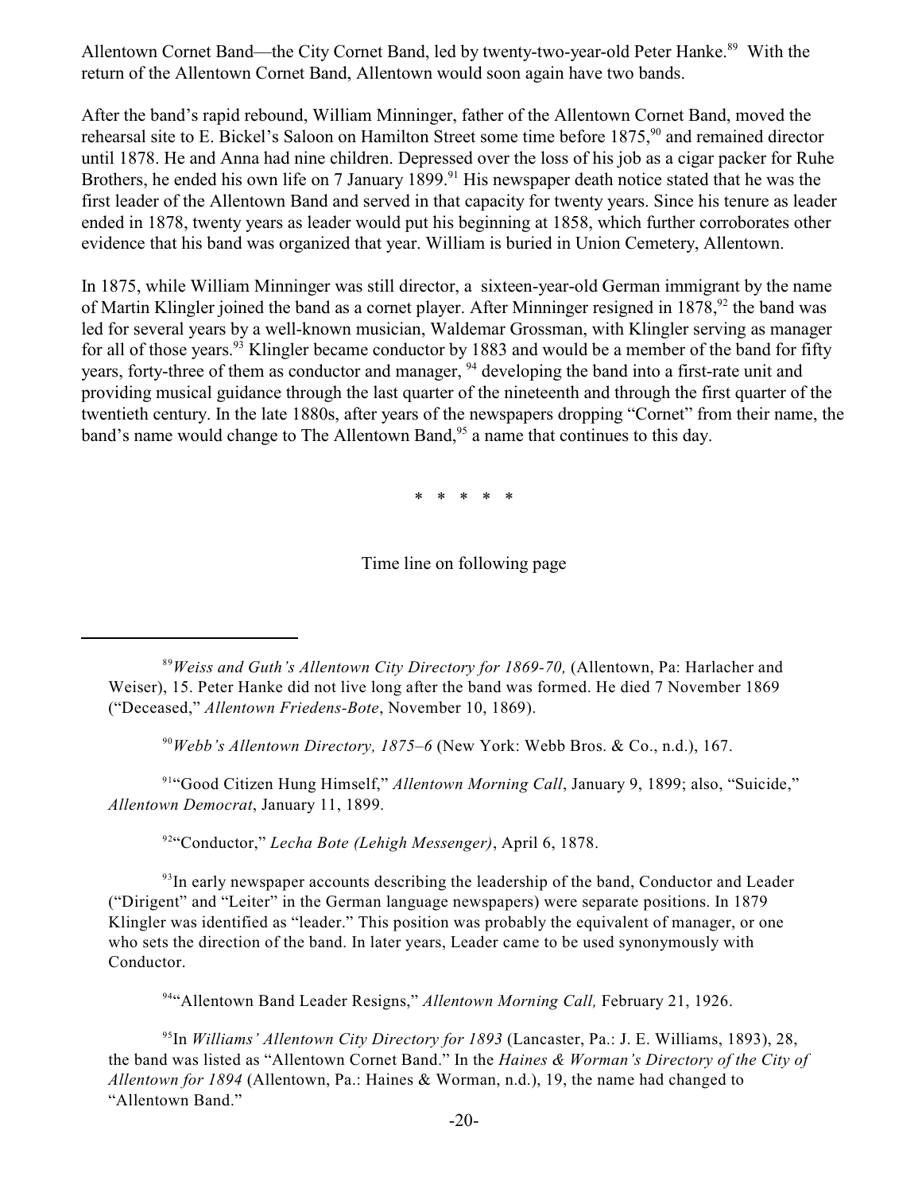Allentown Cornet Band—the City Cornet Band, led by twenty-two-year-old Peter Hanke.[89] With the return of the Allentown Cornet Band, Allentown would soon again have two bands.

After the band's rapid rebound, William Minninger, father of the Allentown Cornet Band, moved the rehearsal site to E. Bickel's Saloon on Hamilton Street some time before 1875,[90] and remained director until 1878. He and Anna had nine children. Depressed over the loss of his job as a cigar packer for Ruhe Brothers, he ended his own life on 7 January 1899.[91] His newspaper death notice stated that he was the first leader of the Allentown Band and served in that capacity for twenty years. Since his tenure as leader ended in 1878, twenty years as leader would put his beginning at 1858, which further corroborates other evidence that his band was organized that year. William is buried in Union Cemetery, Allentown.

In 1875, while William Minninger was still director, a sixteen-year-old German immigrant by the name of Martin Klingler joined the band as a cornet player. After Minninger resigned in 1878,[92] the band was led for several years by a well-known musician, Waldemar Grossman, with Klingler serving as manager for all of those years.[93] Klingler became conductor by 1883 and would be a member of the band for fifty years, forty-three of them as conductor and manager, [94] developing the band into a first-rate unit and providing musical guidance through the last quarter of the nineteenth and through the first quarter of the twentieth century. In the late 1880s, after years of the newspapers dropping "Cornet" from their name, the band's name would change to The Allentown Band,[95] a name that continues to this day.

\* \* \* \* \*

Time line on following page

---

[89] *Weiss and Guth's Allentown City Directory for 1869-70,* (Allentown, Pa: Harlacher and Weiser), 15. Peter Hanke did not live long after the band was formed. He died 7 November 1869 ("Deceased," *Allentown Friedens-Bote*, November 10, 1869).

[90] *Webb's Allentown Directory, 1875–6* (New York: Webb Bros. & Co., n.d.), 167.

[91] "Good Citizen Hung Himself," *Allentown Morning Call*, January 9, 1899; also, "Suicide," *Allentown Democrat*, January 11, 1899.

[92] "Conductor," *Lecha Bote (Lehigh Messenger)*, April 6, 1878.

[93] In early newspaper accounts describing the leadership of the band, Conductor and Leader ("Dirigent" and "Leiter" in the German language newspapers) were separate positions. In 1879 Klingler was identified as "leader." This position was probably the equivalent of manager, or one who sets the direction of the band. In later years, Leader came to be used synonymously with Conductor.

[94] "Allentown Band Leader Resigns," *Allentown Morning Call,* February 21, 1926.

[95] In *Williams' Allentown City Directory for 1893* (Lancaster, Pa.: J. E. Williams, 1893), 28, the band was listed as "Allentown Cornet Band." In the *Haines & Worman's Directory of the City of Allentown for 1894* (Allentown, Pa.: Haines & Worman, n.d.), 19, the name had changed to "Allentown Band."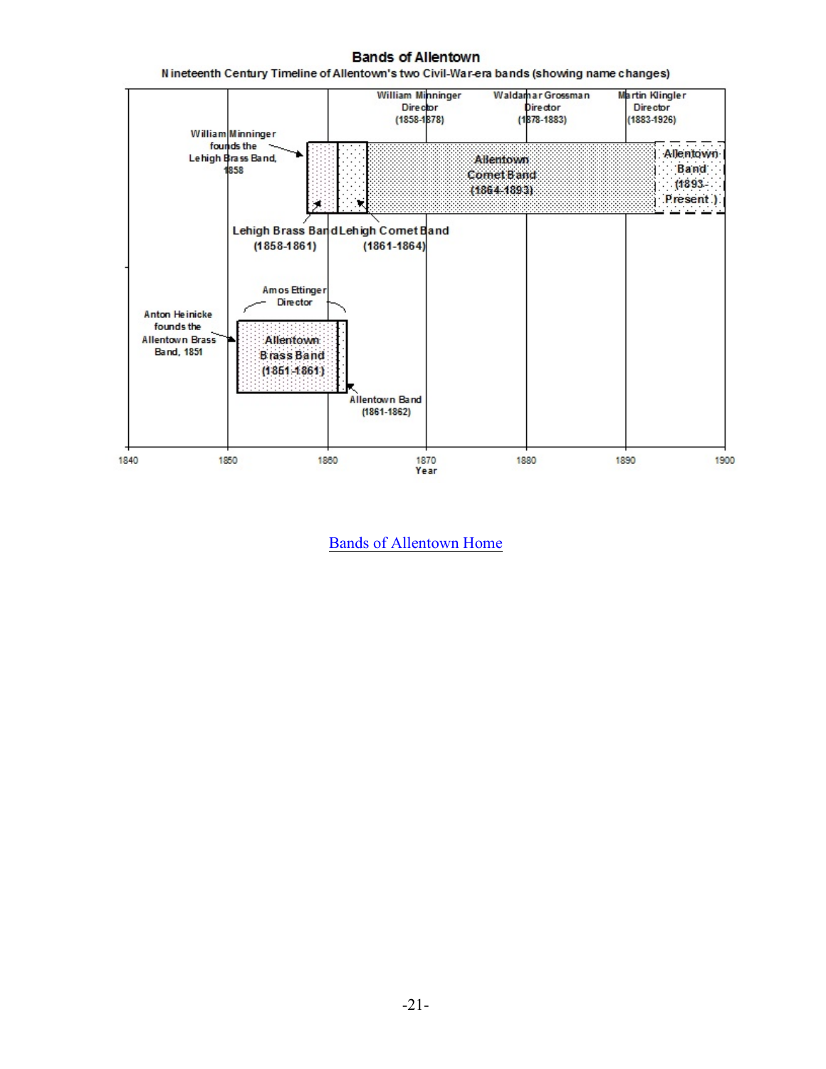**Bands of Allentown**

Nineteenth Century Timeline of Allentown's two Civil-War-era bands (showing name changes)

William Minninger
Director
(1858-1878)

Waldamar Grossman
Director
(1878-1883)

Martin Klingler
Director
(1883-1926)

William Minninger
founds the
Lehigh Brass Band,
1858

Allentown
Cornet Band
(1864-1893)

Allentown
Band
(1893-
Present )

Lehigh Brass Band
(1858-1861)

Lehigh Cornet Band
(1861-1864)

Amos Ettinger
Director

Anton Heinicke
founds the
Allentown Brass
Band, 1851

Allentown
Brass Band
(1851-1861)

Allentown Band
(1861-1862)

1840
1850
1860
1870
1880
1890
1900
Year

[Bands of Allentown Home]